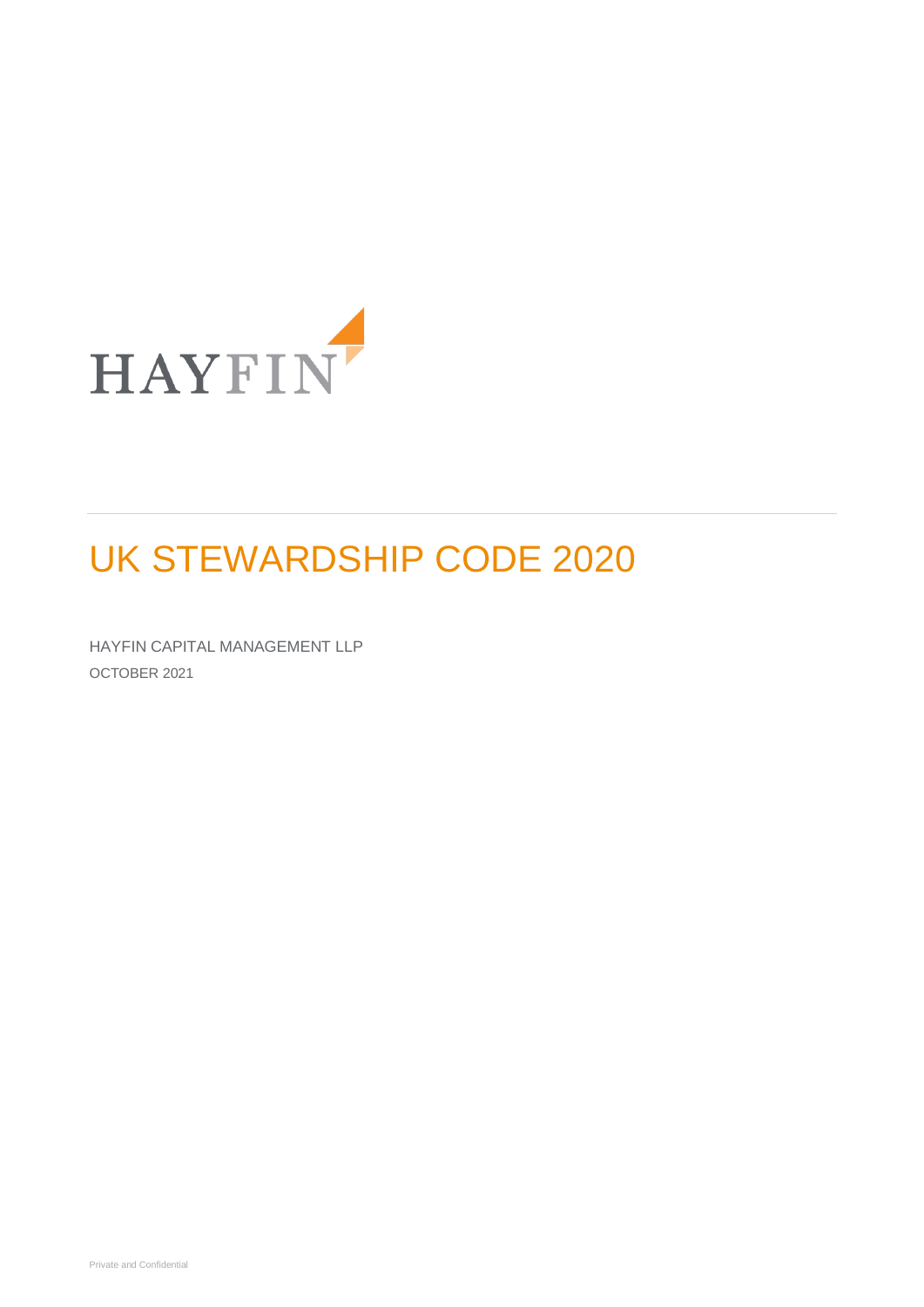HAYFIN

# UK STEWARDSHIP CODE 2020

HAYFIN CAPITAL MANAGEMENT LLP

OCTOBER 2021

Private and Confidential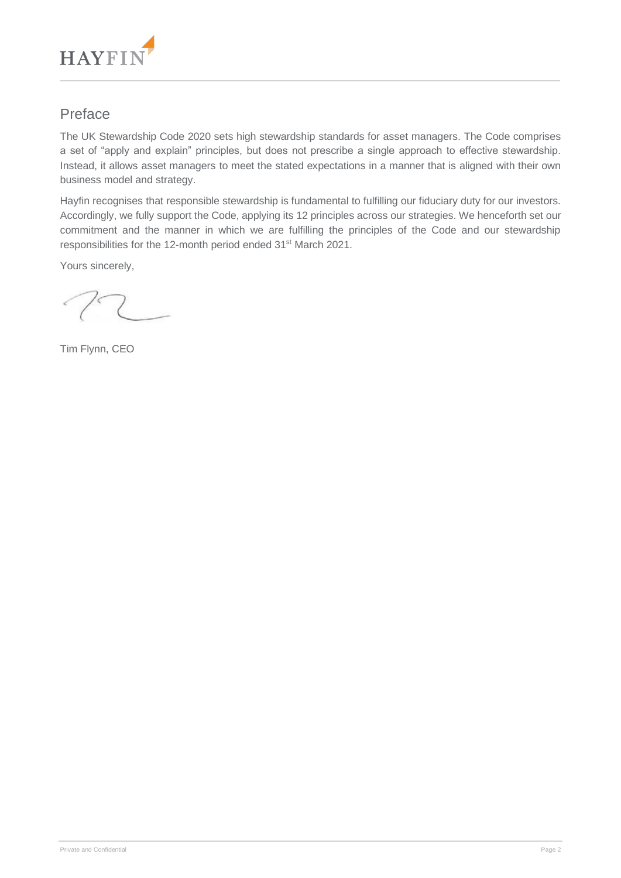## Preface

The UK Stewardship Code 2020 sets high stewardship standards for asset managers. The Code comprises a set of "apply and explain" principles, but does not prescribe a single approach to effective stewardship. Instead, it allows asset managers to meet the stated expectations in a manner that is aligned with their own business model and strategy.

Hayfin recognises that responsible stewardship is fundamental to fulfilling our fiduciary duty for our investors. Accordingly, we fully support the Code, applying its 12 principles across our strategies. We henceforth set our commitment and the manner in which we are fulfilling the principles of the Code and our stewardship responsibilities for the 12-month period ended 31st March 2021.

Yours sincerely,

Tim Flynn, CEO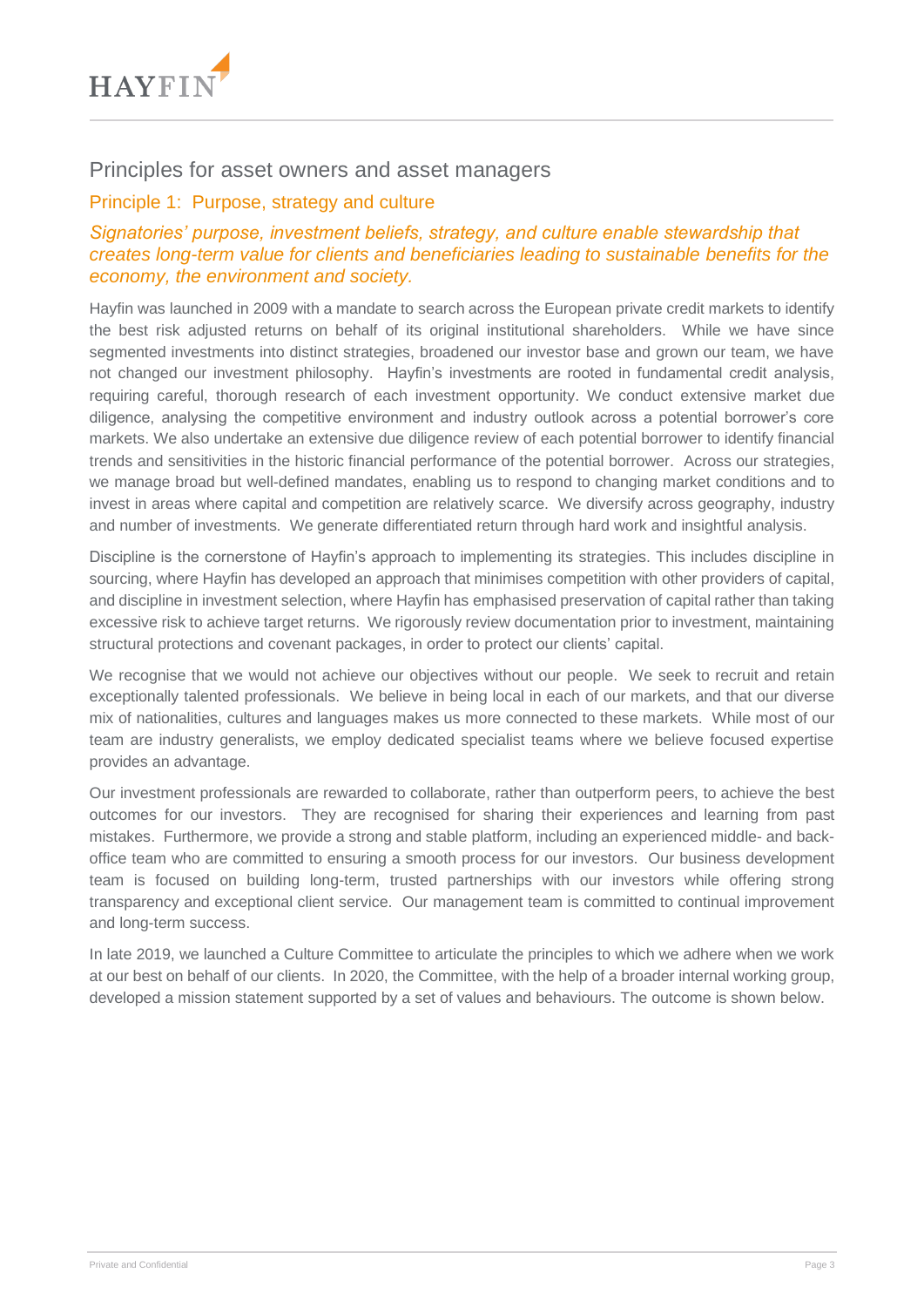## Principles for asset owners and asset managers

### Principle 1: Purpose, strategy and culture

*Signatories' purpose, investment beliefs, strategy, and culture enable stewardship that creates long-term value for clients and beneficiaries leading to sustainable benefits for the economy, the environment and society.*

Hayfin was launched in 2009 with a mandate to search across the European private credit markets to identify the best risk adjusted returns on behalf of its original institutional shareholders. While we have since segmented investments into distinct strategies, broadened our investor base and grown our team, we have not changed our investment philosophy. Hayfin's investments are rooted in fundamental credit analysis, requiring careful, thorough research of each investment opportunity. We conduct extensive market due diligence, analysing the competitive environment and industry outlook across a potential borrower's core markets. We also undertake an extensive due diligence review of each potential borrower to identify financial trends and sensitivities in the historic financial performance of the potential borrower. Across our strategies, we manage broad but well-defined mandates, enabling us to respond to changing market conditions and to invest in areas where capital and competition are relatively scarce. We diversify across geography, industry and number of investments. We generate differentiated return through hard work and insightful analysis.

Discipline is the cornerstone of Hayfin's approach to implementing its strategies. This includes discipline in sourcing, where Hayfin has developed an approach that minimises competition with other providers of capital, and discipline in investment selection, where Hayfin has emphasised preservation of capital rather than taking excessive risk to achieve target returns. We rigorously review documentation prior to investment, maintaining structural protections and covenant packages, in order to protect our clients' capital.

We recognise that we would not achieve our objectives without our people. We seek to recruit and retain exceptionally talented professionals. We believe in being local in each of our markets, and that our diverse mix of nationalities, cultures and languages makes us more connected to these markets. While most of our team are industry generalists, we employ dedicated specialist teams where we believe focused expertise provides an advantage.

Our investment professionals are rewarded to collaborate, rather than outperform peers, to achieve the best outcomes for our investors. They are recognised for sharing their experiences and learning from past mistakes. Furthermore, we provide a strong and stable platform, including an experienced middle- and back-office team who are committed to ensuring a smooth process for our investors. Our business development team is focused on building long-term, trusted partnerships with our investors while offering strong transparency and exceptional client service. Our management team is committed to continual improvement and long-term success.

In late 2019, we launched a Culture Committee to articulate the principles to which we adhere when we work at our best on behalf of our clients. In 2020, the Committee, with the help of a broader internal working group, developed a mission statement supported by a set of values and behaviours. The outcome is shown below.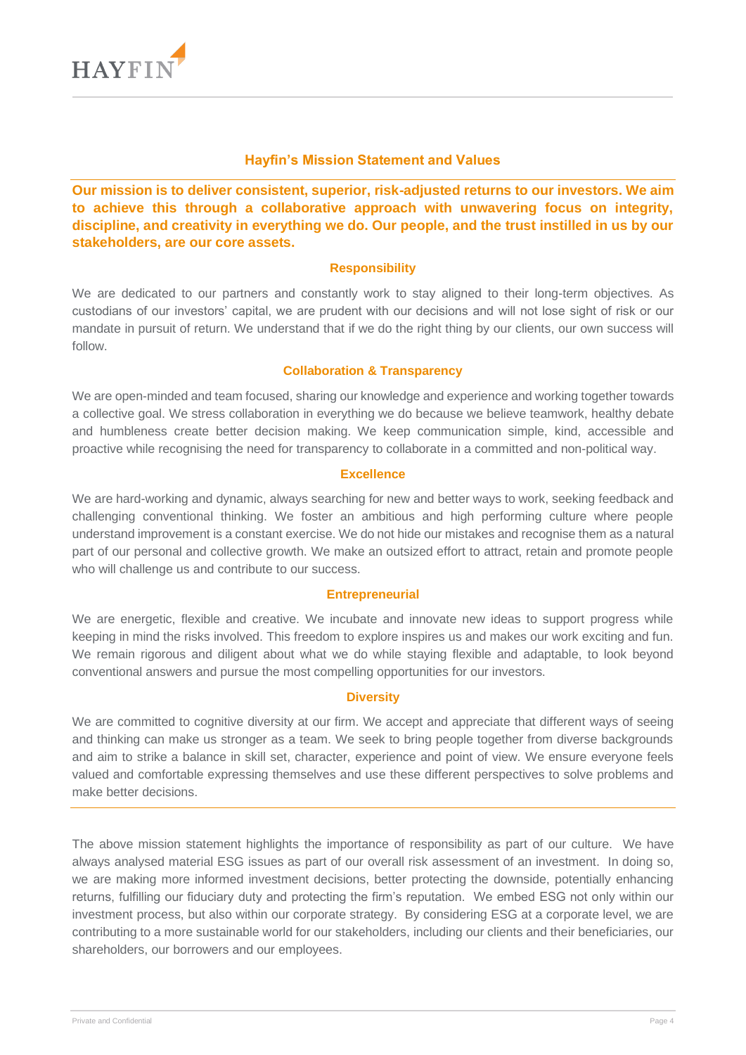## Hayfin's Mission Statement and Values

**Our mission is to deliver consistent, superior, risk-adjusted returns to our investors. We aim to achieve this through a collaborative approach with unwavering focus on integrity, discipline, and creativity in everything we do. Our people, and the trust instilled in us by our stakeholders, are our core assets.**

### Responsibility

We are dedicated to our partners and constantly work to stay aligned to their long-term objectives. As custodians of our investors' capital, we are prudent with our decisions and will not lose sight of risk or our mandate in pursuit of return. We understand that if we do the right thing by our clients, our own success will follow.

### Collaboration & Transparency

We are open-minded and team focused, sharing our knowledge and experience and working together towards a collective goal. We stress collaboration in everything we do because we believe teamwork, healthy debate and humbleness create better decision making. We keep communication simple, kind, accessible and proactive while recognising the need for transparency to collaborate in a committed and non-political way.

### Excellence

We are hard-working and dynamic, always searching for new and better ways to work, seeking feedback and challenging conventional thinking. We foster an ambitious and high performing culture where people understand improvement is a constant exercise. We do not hide our mistakes and recognise them as a natural part of our personal and collective growth. We make an outsized effort to attract, retain and promote people who will challenge us and contribute to our success.

### Entrepreneurial

We are energetic, flexible and creative. We incubate and innovate new ideas to support progress while keeping in mind the risks involved. This freedom to explore inspires us and makes our work exciting and fun. We remain rigorous and diligent about what we do while staying flexible and adaptable, to look beyond conventional answers and pursue the most compelling opportunities for our investors.

### Diversity

We are committed to cognitive diversity at our firm. We accept and appreciate that different ways of seeing and thinking can make us stronger as a team. We seek to bring people together from diverse backgrounds and aim to strike a balance in skill set, character, experience and point of view. We ensure everyone feels valued and comfortable expressing themselves and use these different perspectives to solve problems and make better decisions.

---

The above mission statement highlights the importance of responsibility as part of our culture. We have always analysed material ESG issues as part of our overall risk assessment of an investment. In doing so, we are making more informed investment decisions, better protecting the downside, potentially enhancing returns, fulfilling our fiduciary duty and protecting the firm's reputation. We embed ESG not only within our investment process, but also within our corporate strategy. By considering ESG at a corporate level, we are contributing to a more sustainable world for our stakeholders, including our clients and their beneficiaries, our shareholders, our borrowers and our employees.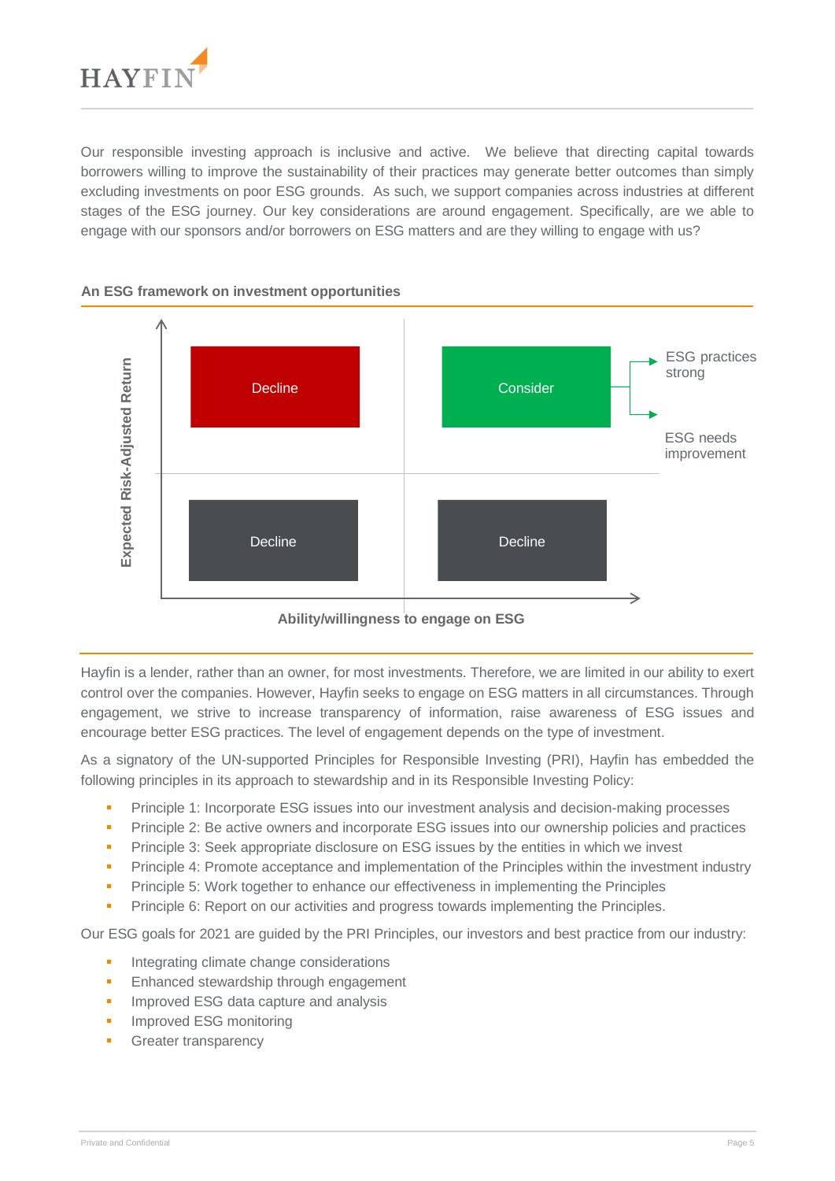Our responsible investing approach is inclusive and active. We believe that directing capital towards borrowers willing to improve the sustainability of their practices may generate better outcomes than simply excluding investments on poor ESG grounds. As such, we support companies across industries at different stages of the ESG journey. Our key considerations are around engagement. Specifically, are we able to engage with our sponsors and/or borrowers on ESG matters and are they willing to engage with us?

**An ESG framework on investment opportunities**

| Expected Risk-Adjusted Return ↑ / Ability/willingness to engage on ESG → | Low ability/willingness to engage | High ability/willingness to engage |
|---|---|---|
| High expected risk-adjusted return | Decline | Consider (→ ESG practices strong; → ESG needs improvement) |
| Low expected risk-adjusted return | Decline | Decline |

Hayfin is a lender, rather than an owner, for most investments. Therefore, we are limited in our ability to exert control over the companies. However, Hayfin seeks to engage on ESG matters in all circumstances. Through engagement, we strive to increase transparency of information, raise awareness of ESG issues and encourage better ESG practices. The level of engagement depends on the type of investment.

As a signatory of the UN-supported Principles for Responsible Investing (PRI), Hayfin has embedded the following principles in its approach to stewardship and in its Responsible Investing Policy:

- Principle 1: Incorporate ESG issues into our investment analysis and decision-making processes
- Principle 2: Be active owners and incorporate ESG issues into our ownership policies and practices
- Principle 3: Seek appropriate disclosure on ESG issues by the entities in which we invest
- Principle 4: Promote acceptance and implementation of the Principles within the investment industry
- Principle 5: Work together to enhance our effectiveness in implementing the Principles
- Principle 6: Report on our activities and progress towards implementing the Principles.

Our ESG goals for 2021 are guided by the PRI Principles, our investors and best practice from our industry:

- Integrating climate change considerations
- Enhanced stewardship through engagement
- Improved ESG data capture and analysis
- Improved ESG monitoring
- Greater transparency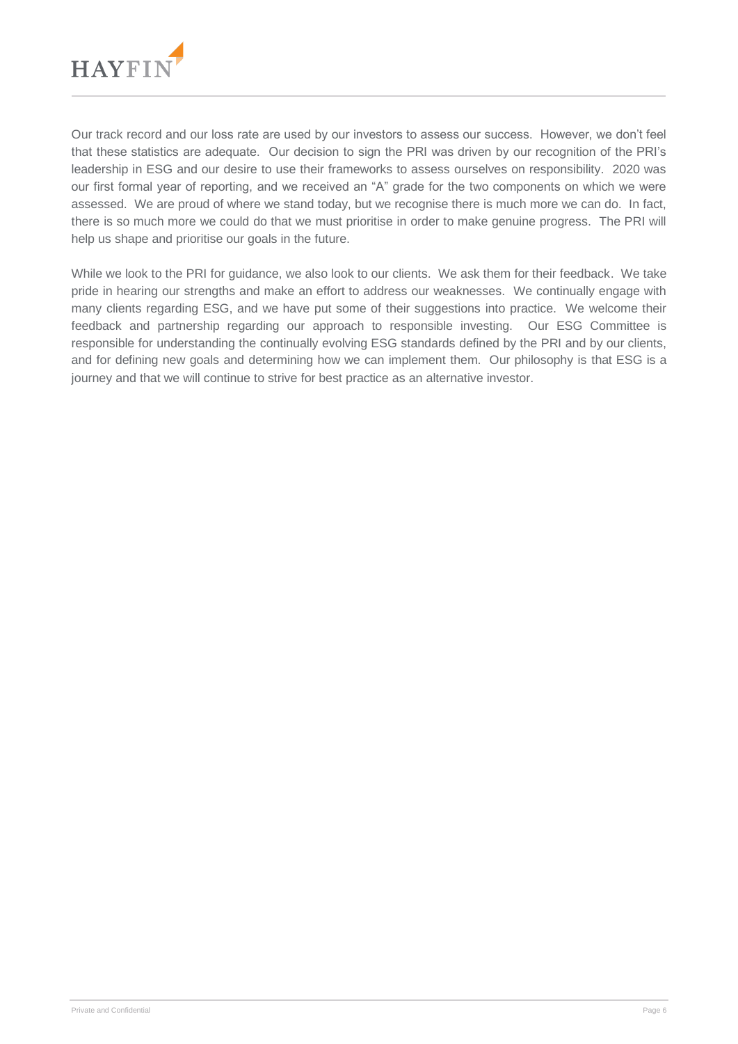Our track record and our loss rate are used by our investors to assess our success. However, we don't feel that these statistics are adequate. Our decision to sign the PRI was driven by our recognition of the PRI's leadership in ESG and our desire to use their frameworks to assess ourselves on responsibility. 2020 was our first formal year of reporting, and we received an "A" grade for the two components on which we were assessed. We are proud of where we stand today, but we recognise there is much more we can do. In fact, there is so much more we could do that we must prioritise in order to make genuine progress. The PRI will help us shape and prioritise our goals in the future.

While we look to the PRI for guidance, we also look to our clients. We ask them for their feedback. We take pride in hearing our strengths and make an effort to address our weaknesses. We continually engage with many clients regarding ESG, and we have put some of their suggestions into practice. We welcome their feedback and partnership regarding our approach to responsible investing. Our ESG Committee is responsible for understanding the continually evolving ESG standards defined by the PRI and by our clients, and for defining new goals and determining how we can implement them. Our philosophy is that ESG is a journey and that we will continue to strive for best practice as an alternative investor.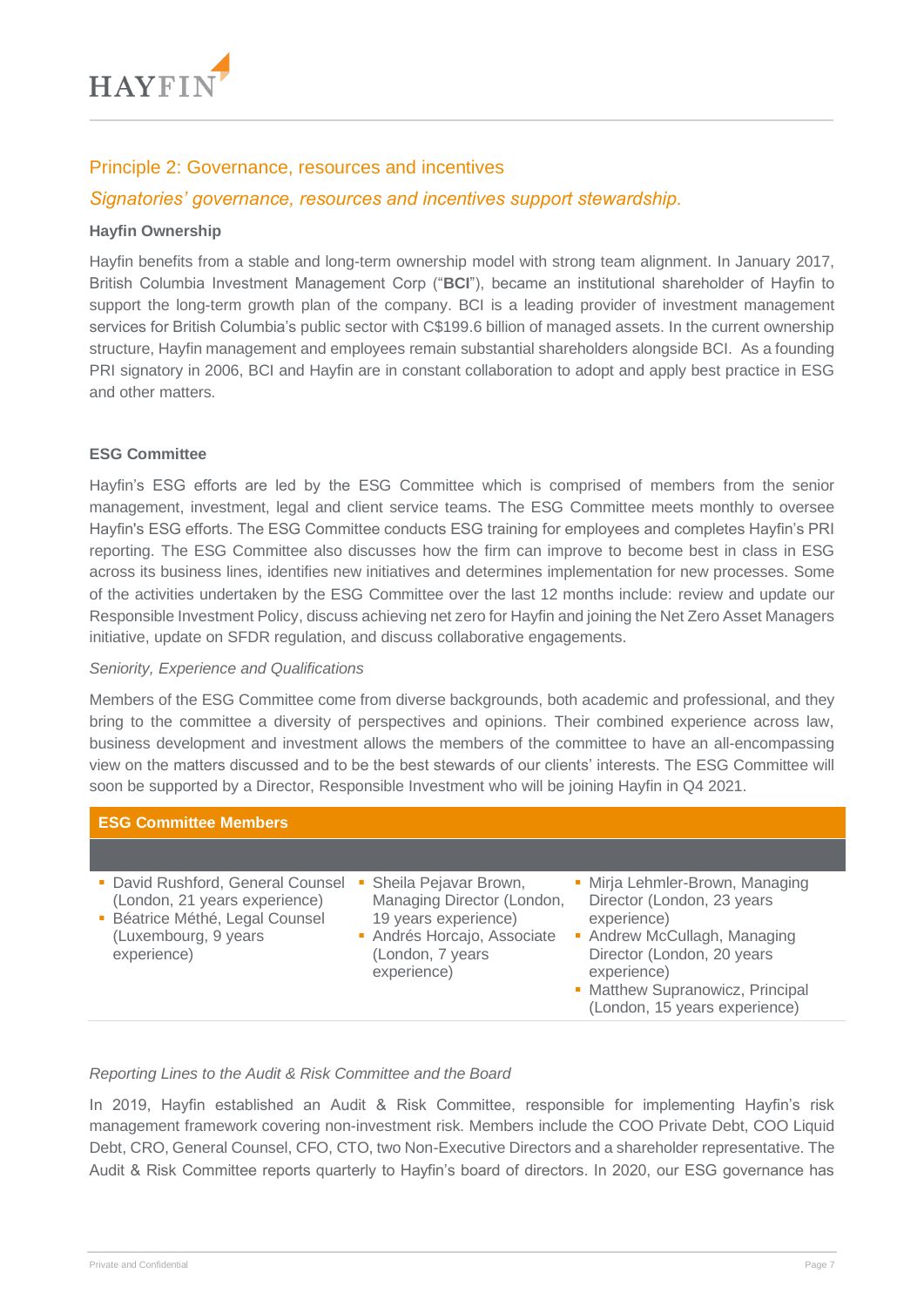## Principle 2: Governance, resources and incentives

*Signatories' governance, resources and incentives support stewardship.*

### Hayfin Ownership

Hayfin benefits from a stable and long-term ownership model with strong team alignment. In January 2017, British Columbia Investment Management Corp ("**BCI**"), became an institutional shareholder of Hayfin to support the long-term growth plan of the company. BCI is a leading provider of investment management services for British Columbia's public sector with C$199.6 billion of managed assets. In the current ownership structure, Hayfin management and employees remain substantial shareholders alongside BCI. As a founding PRI signatory in 2006, BCI and Hayfin are in constant collaboration to adopt and apply best practice in ESG and other matters.

### ESG Committee

Hayfin's ESG efforts are led by the ESG Committee which is comprised of members from the senior management, investment, legal and client service teams. The ESG Committee meets monthly to oversee Hayfin's ESG efforts. The ESG Committee conducts ESG training for employees and completes Hayfin's PRI reporting. The ESG Committee also discusses how the firm can improve to become best in class in ESG across its business lines, identifies new initiatives and determines implementation for new processes. Some of the activities undertaken by the ESG Committee over the last 12 months include: review and update our Responsible Investment Policy, discuss achieving net zero for Hayfin and joining the Net Zero Asset Managers initiative, update on SFDR regulation, and discuss collaborative engagements.

*Seniority, Experience and Qualifications*

Members of the ESG Committee come from diverse backgrounds, both academic and professional, and they bring to the committee a diversity of perspectives and opinions. Their combined experience across law, business development and investment allows the members of the committee to have an all-encompassing view on the matters discussed and to be the best stewards of our clients' interests. The ESG Committee will soon be supported by a Director, Responsible Investment who will be joining Hayfin in Q4 2021.

**ESG Committee Members**

- David Rushford, General Counsel (London, 21 years experience)
- Béatrice Méthé, Legal Counsel (Luxembourg, 9 years experience)
- Sheila Pejavar Brown, Managing Director (London, 19 years experience)
- Andrés Horcajo, Associate (London, 7 years experience)
- Mirja Lehmler-Brown, Managing Director (London, 23 years experience)
- Andrew McCullagh, Managing Director (London, 20 years experience)
- Matthew Supranowicz, Principal (London, 15 years experience)

*Reporting Lines to the Audit & Risk Committee and the Board*

In 2019, Hayfin established an Audit & Risk Committee, responsible for implementing Hayfin's risk management framework covering non-investment risk. Members include the COO Private Debt, COO Liquid Debt, CRO, General Counsel, CFO, CTO, two Non-Executive Directors and a shareholder representative. The Audit & Risk Committee reports quarterly to Hayfin's board of directors. In 2020, our ESG governance has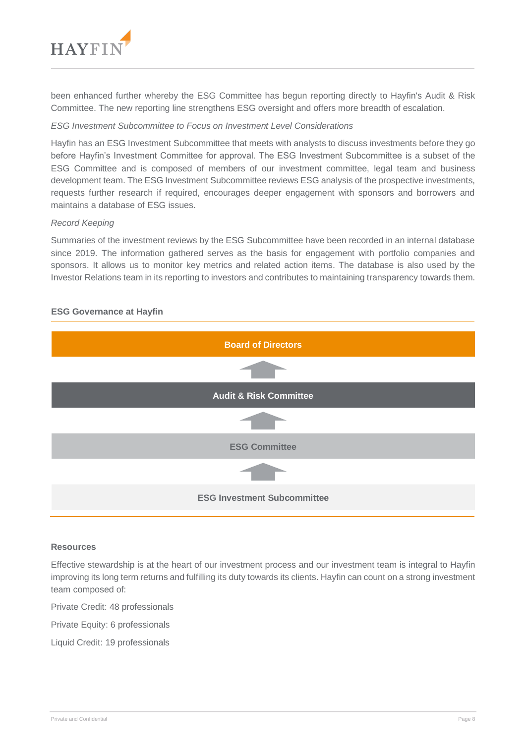been enhanced further whereby the ESG Committee has begun reporting directly to Hayfin's Audit & Risk Committee. The new reporting line strengthens ESG oversight and offers more breadth of escalation.

*ESG Investment Subcommittee to Focus on Investment Level Considerations*

Hayfin has an ESG Investment Subcommittee that meets with analysts to discuss investments before they go before Hayfin's Investment Committee for approval. The ESG Investment Subcommittee is a subset of the ESG Committee and is composed of members of our investment committee, legal team and business development team. The ESG Investment Subcommittee reviews ESG analysis of the prospective investments, requests further research if required, encourages deeper engagement with sponsors and borrowers and maintains a database of ESG issues.

*Record Keeping*

Summaries of the investment reviews by the ESG Subcommittee have been recorded in an internal database since 2019. The information gathered serves as the basis for engagement with portfolio companies and sponsors. It allows us to monitor key metrics and related action items. The database is also used by the Investor Relations team in its reporting to investors and contributes to maintaining transparency towards them.

**ESG Governance at Hayfin**

**Board of Directors**

↑

**Audit & Risk Committee**

↑

**ESG Committee**

↑

**ESG Investment Subcommittee**

**Resources**

Effective stewardship is at the heart of our investment process and our investment team is integral to Hayfin improving its long term returns and fulfilling its duty towards its clients. Hayfin can count on a strong investment team composed of:

Private Credit: 48 professionals

Private Equity: 6 professionals

Liquid Credit: 19 professionals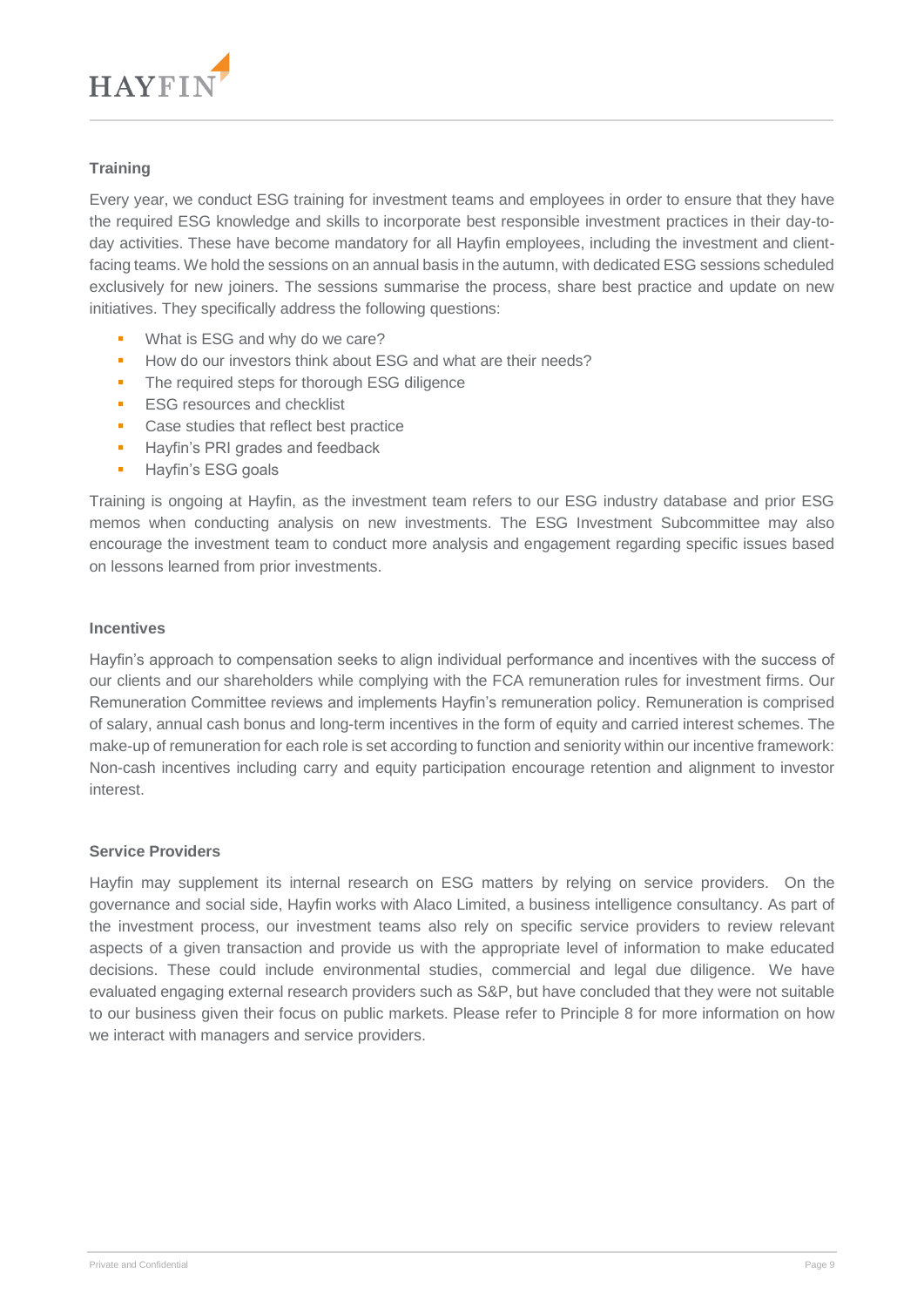### Training

Every year, we conduct ESG training for investment teams and employees in order to ensure that they have the required ESG knowledge and skills to incorporate best responsible investment practices in their day-to-day activities. These have become mandatory for all Hayfin employees, including the investment and client-facing teams. We hold the sessions on an annual basis in the autumn, with dedicated ESG sessions scheduled exclusively for new joiners. The sessions summarise the process, share best practice and update on new initiatives. They specifically address the following questions:

- What is ESG and why do we care?
- How do our investors think about ESG and what are their needs?
- The required steps for thorough ESG diligence
- ESG resources and checklist
- Case studies that reflect best practice
- Hayfin's PRI grades and feedback
- Hayfin's ESG goals

Training is ongoing at Hayfin, as the investment team refers to our ESG industry database and prior ESG memos when conducting analysis on new investments. The ESG Investment Subcommittee may also encourage the investment team to conduct more analysis and engagement regarding specific issues based on lessons learned from prior investments.

### Incentives

Hayfin's approach to compensation seeks to align individual performance and incentives with the success of our clients and our shareholders while complying with the FCA remuneration rules for investment firms. Our Remuneration Committee reviews and implements Hayfin's remuneration policy. Remuneration is comprised of salary, annual cash bonus and long-term incentives in the form of equity and carried interest schemes. The make-up of remuneration for each role is set according to function and seniority within our incentive framework: Non-cash incentives including carry and equity participation encourage retention and alignment to investor interest.

### Service Providers

Hayfin may supplement its internal research on ESG matters by relying on service providers. On the governance and social side, Hayfin works with Alaco Limited, a business intelligence consultancy. As part of the investment process, our investment teams also rely on specific service providers to review relevant aspects of a given transaction and provide us with the appropriate level of information to make educated decisions. These could include environmental studies, commercial and legal due diligence. We have evaluated engaging external research providers such as S&P, but have concluded that they were not suitable to our business given their focus on public markets. Please refer to Principle 8 for more information on how we interact with managers and service providers.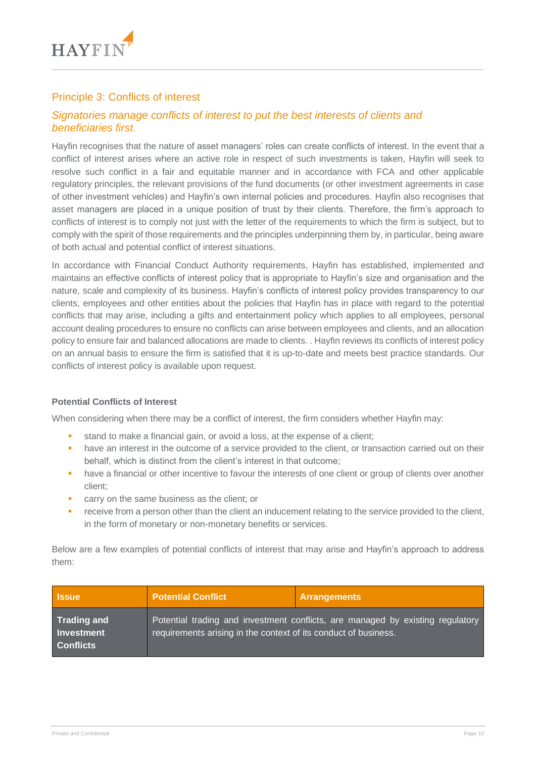## Principle 3: Conflicts of interest

### *Signatories manage conflicts of interest to put the best interests of clients and beneficiaries first.*

Hayfin recognises that the nature of asset managers' roles can create conflicts of interest. In the event that a conflict of interest arises where an active role in respect of such investments is taken, Hayfin will seek to resolve such conflict in a fair and equitable manner and in accordance with FCA and other applicable regulatory principles, the relevant provisions of the fund documents (or other investment agreements in case of other investment vehicles) and Hayfin's own internal policies and procedures. Hayfin also recognises that asset managers are placed in a unique position of trust by their clients. Therefore, the firm's approach to conflicts of interest is to comply not just with the letter of the requirements to which the firm is subject, but to comply with the spirit of those requirements and the principles underpinning them by, in particular, being aware of both actual and potential conflict of interest situations.

In accordance with Financial Conduct Authority requirements, Hayfin has established, implemented and maintains an effective conflicts of interest policy that is appropriate to Hayfin's size and organisation and the nature, scale and complexity of its business. Hayfin's conflicts of interest policy provides transparency to our clients, employees and other entities about the policies that Hayfin has in place with regard to the potential conflicts that may arise, including a gifts and entertainment policy which applies to all employees, personal account dealing procedures to ensure no conflicts can arise between employees and clients, and an allocation policy to ensure fair and balanced allocations are made to clients. . Hayfin reviews its conflicts of interest policy on an annual basis to ensure the firm is satisfied that it is up-to-date and meets best practice standards. Our conflicts of interest policy is available upon request.

**Potential Conflicts of Interest**

When considering when there may be a conflict of interest, the firm considers whether Hayfin may:

- stand to make a financial gain, or avoid a loss, at the expense of a client;
- have an interest in the outcome of a service provided to the client, or transaction carried out on their behalf, which is distinct from the client's interest in that outcome;
- have a financial or other incentive to favour the interests of one client or group of clients over another client;
- carry on the same business as the client; or
- receive from a person other than the client an inducement relating to the service provided to the client, in the form of monetary or non-monetary benefits or services.

Below are a few examples of potential conflicts of interest that may arise and Hayfin's approach to address them:

| Issue | Potential Conflict | Arrangements |
|---|---|---|
| **Trading and Investment Conflicts** | Potential trading and investment conflicts, are managed by existing regulatory requirements arising in the context of its conduct of business. | |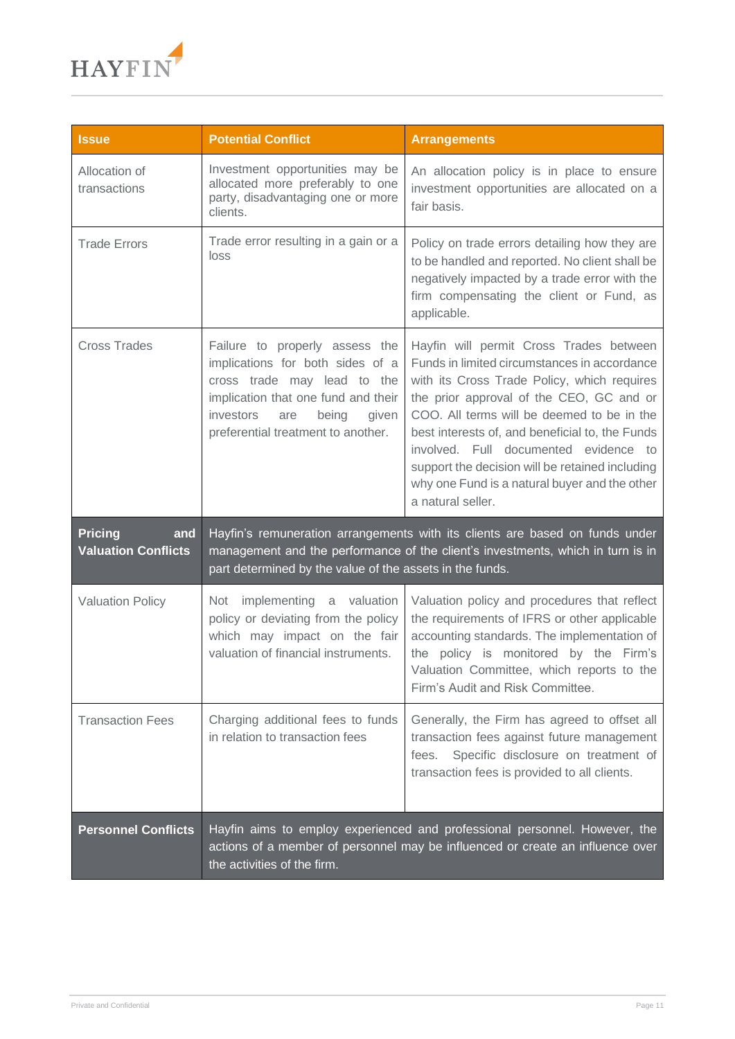| Issue | Potential Conflict | Arrangements |
|---|---|---|
| Allocation of transactions | Investment opportunities may be allocated more preferably to one party, disadvantaging one or more clients. | An allocation policy is in place to ensure investment opportunities are allocated on a fair basis. |
| Trade Errors | Trade error resulting in a gain or a loss | Policy on trade errors detailing how they are to be handled and reported. No client shall be negatively impacted by a trade error with the firm compensating the client or Fund, as applicable. |
| Cross Trades | Failure to properly assess the implications for both sides of a cross trade may lead to the implication that one fund and their investors are being given preferential treatment to another. | Hayfin will permit Cross Trades between Funds in limited circumstances in accordance with its Cross Trade Policy, which requires the prior approval of the CEO, GC and or COO. All terms will be deemed to be in the best interests of, and beneficial to, the Funds involved. Full documented evidence to support the decision will be retained including why one Fund is a natural buyer and the other a natural seller. |
| **Pricing and Valuation Conflicts** | Hayfin's remuneration arrangements with its clients are based on funds under management and the performance of the client's investments, which in turn is in part determined by the value of the assets in the funds. | |
| Valuation Policy | Not implementing a valuation policy or deviating from the policy which may impact on the fair valuation of financial instruments. | Valuation policy and procedures that reflect the requirements of IFRS or other applicable accounting standards. The implementation of the policy is monitored by the Firm's Valuation Committee, which reports to the Firm's Audit and Risk Committee. |
| Transaction Fees | Charging additional fees to funds in relation to transaction fees | Generally, the Firm has agreed to offset all transaction fees against future management fees. Specific disclosure on treatment of transaction fees is provided to all clients. |
| **Personnel Conflicts** | Hayfin aims to employ experienced and professional personnel. However, the actions of a member of personnel may be influenced or create an influence over the activities of the firm. | |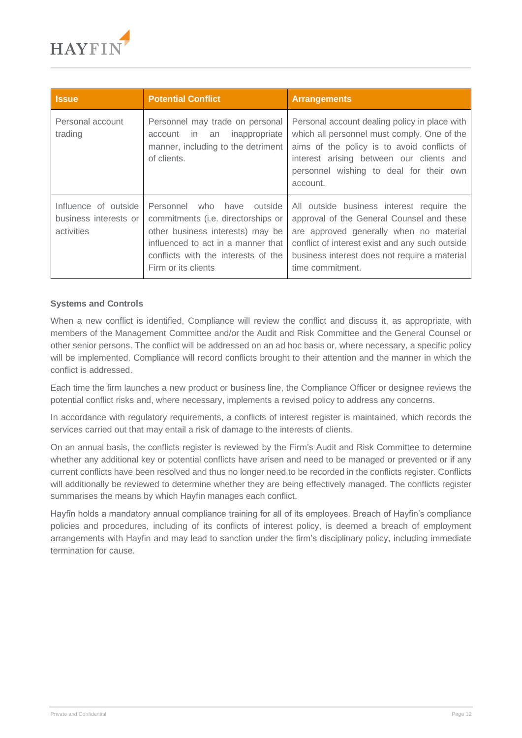| Issue | Potential Conflict | Arrangements |
| --- | --- | --- |
| Personal account trading | Personnel may trade on personal account in an inappropriate manner, including to the detriment of clients. | Personal account dealing policy in place with which all personnel must comply. One of the aims of the policy is to avoid conflicts of interest arising between our clients and personnel wishing to deal for their own account. |
| Influence of outside business interests or activities | Personnel who have outside commitments (i.e. directorships or other business interests) may be influenced to act in a manner that conflicts with the interests of the Firm or its clients | All outside business interest require the approval of the General Counsel and these are approved generally when no material conflict of interest exist and any such outside business interest does not require a material time commitment. |

**Systems and Controls**

When a new conflict is identified, Compliance will review the conflict and discuss it, as appropriate, with members of the Management Committee and/or the Audit and Risk Committee and the General Counsel or other senior persons. The conflict will be addressed on an ad hoc basis or, where necessary, a specific policy will be implemented. Compliance will record conflicts brought to their attention and the manner in which the conflict is addressed.

Each time the firm launches a new product or business line, the Compliance Officer or designee reviews the potential conflict risks and, where necessary, implements a revised policy to address any concerns.

In accordance with regulatory requirements, a conflicts of interest register is maintained, which records the services carried out that may entail a risk of damage to the interests of clients.

On an annual basis, the conflicts register is reviewed by the Firm's Audit and Risk Committee to determine whether any additional key or potential conflicts have arisen and need to be managed or prevented or if any current conflicts have been resolved and thus no longer need to be recorded in the conflicts register. Conflicts will additionally be reviewed to determine whether they are being effectively managed. The conflicts register summarises the means by which Hayfin manages each conflict.

Hayfin holds a mandatory annual compliance training for all of its employees. Breach of Hayfin's compliance policies and procedures, including of its conflicts of interest policy, is deemed a breach of employment arrangements with Hayfin and may lead to sanction under the firm's disciplinary policy, including immediate termination for cause.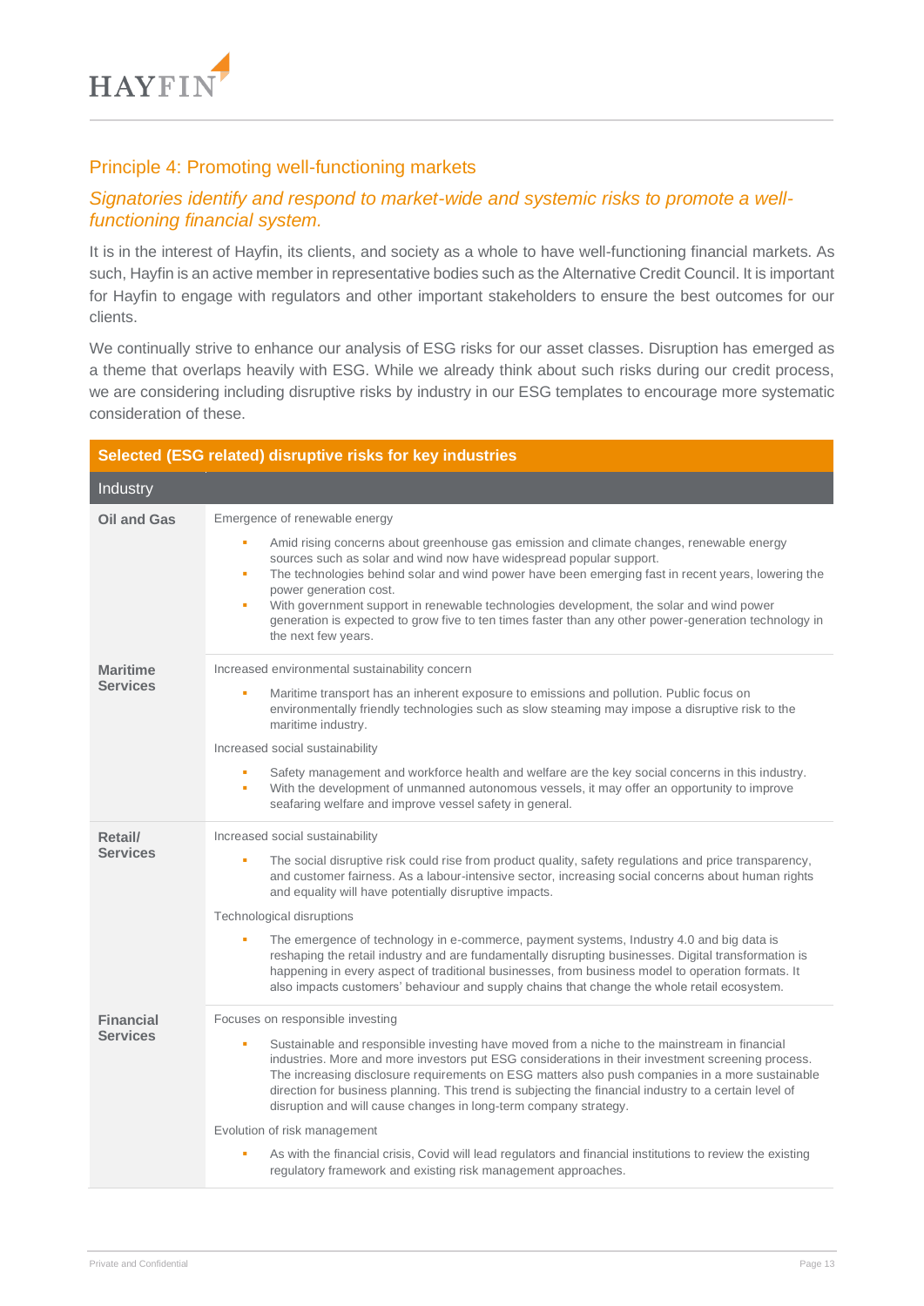## Principle 4: Promoting well-functioning markets

### *Signatories identify and respond to market-wide and systemic risks to promote a well-functioning financial system.*

It is in the interest of Hayfin, its clients, and society as a whole to have well-functioning financial markets. As such, Hayfin is an active member in representative bodies such as the Alternative Credit Council. It is important for Hayfin to engage with regulators and other important stakeholders to ensure the best outcomes for our clients.

We continually strive to enhance our analysis of ESG risks for our asset classes. Disruption has emerged as a theme that overlaps heavily with ESG. While we already think about such risks during our credit process, we are considering including disruptive risks by industry in our ESG templates to encourage more systematic consideration of these.

| **Selected (ESG related) disruptive risks for key industries** | |
|---|---|
| **Industry** | |
| **Oil and Gas** | Emergence of renewable energy<br>▪ Amid rising concerns about greenhouse gas emission and climate changes, renewable energy sources such as solar and wind now have widespread popular support.<br>▪ The technologies behind solar and wind power have been emerging fast in recent years, lowering the power generation cost.<br>▪ With government support in renewable technologies development, the solar and wind power generation is expected to grow five to ten times faster than any other power-generation technology in the next few years. |
| **Maritime Services** | Increased environmental sustainability concern<br>▪ Maritime transport has an inherent exposure to emissions and pollution. Public focus on environmentally friendly technologies such as slow steaming may impose a disruptive risk to the maritime industry.<br>Increased social sustainability<br>▪ Safety management and workforce health and welfare are the key social concerns in this industry.<br>▪ With the development of unmanned autonomous vessels, it may offer an opportunity to improve seafaring welfare and improve vessel safety in general. |
| **Retail/ Services** | Increased social sustainability<br>▪ The social disruptive risk could rise from product quality, safety regulations and price transparency, and customer fairness. As a labour-intensive sector, increasing social concerns about human rights and equality will have potentially disruptive impacts.<br>Technological disruptions<br>▪ The emergence of technology in e-commerce, payment systems, Industry 4.0 and big data is reshaping the retail industry and are fundamentally disrupting businesses. Digital transformation is happening in every aspect of traditional businesses, from business model to operation formats. It also impacts customers' behaviour and supply chains that change the whole retail ecosystem. |
| **Financial Services** | Focuses on responsible investing<br>▪ Sustainable and responsible investing have moved from a niche to the mainstream in financial industries. More and more investors put ESG considerations in their investment screening process. The increasing disclosure requirements on ESG matters also push companies in a more sustainable direction for business planning. This trend is subjecting the financial industry to a certain level of disruption and will cause changes in long-term company strategy.<br>Evolution of risk management<br>▪ As with the financial crisis, Covid will lead regulators and financial institutions to review the existing regulatory framework and existing risk management approaches. |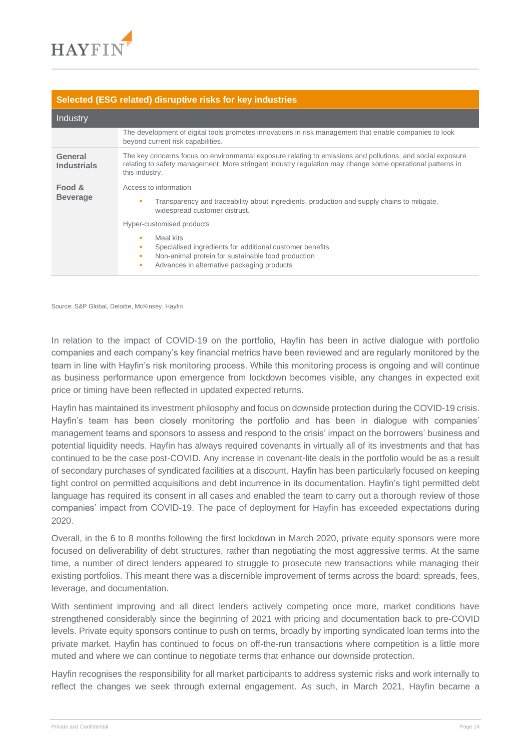**Selected (ESG related) disruptive risks for key industries**

| Industry | |
|---|---|
| | The development of digital tools promotes innovations in risk management that enable companies to look beyond current risk capabilities. |
| **General Industrials** | The key concerns focus on environmental exposure relating to emissions and pollutions, and social exposure relating to safety management. More stringent industry regulation may change some operational patterns in this industry. |
| **Food & Beverage** | Access to information<br>▪ Transparency and traceability about ingredients, production and supply chains to mitigate, widespread customer distrust.<br>Hyper-customised products<br>▪ Meal kits<br>▪ Specialised ingredients for additional customer benefits<br>▪ Non-animal protein for sustainable food production<br>▪ Advances in alternative packaging products |

Source: S&P Global, Deloitte, McKinsey, Hayfin

In relation to the impact of COVID-19 on the portfolio, Hayfin has been in active dialogue with portfolio companies and each company's key financial metrics have been reviewed and are regularly monitored by the team in line with Hayfin's risk monitoring process. While this monitoring process is ongoing and will continue as business performance upon emergence from lockdown becomes visible, any changes in expected exit price or timing have been reflected in updated expected returns.

Hayfin has maintained its investment philosophy and focus on downside protection during the COVID-19 crisis. Hayfin's team has been closely monitoring the portfolio and has been in dialogue with companies' management teams and sponsors to assess and respond to the crisis' impact on the borrowers' business and potential liquidity needs. Hayfin has always required covenants in virtually all of its investments and that has continued to be the case post-COVID. Any increase in covenant-lite deals in the portfolio would be as a result of secondary purchases of syndicated facilities at a discount. Hayfin has been particularly focused on keeping tight control on permitted acquisitions and debt incurrence in its documentation. Hayfin's tight permitted debt language has required its consent in all cases and enabled the team to carry out a thorough review of those companies' impact from COVID-19. The pace of deployment for Hayfin has exceeded expectations during 2020.

Overall, in the 6 to 8 months following the first lockdown in March 2020, private equity sponsors were more focused on deliverability of debt structures, rather than negotiating the most aggressive terms. At the same time, a number of direct lenders appeared to struggle to prosecute new transactions while managing their existing portfolios. This meant there was a discernible improvement of terms across the board: spreads, fees, leverage, and documentation.

With sentiment improving and all direct lenders actively competing once more, market conditions have strengthened considerably since the beginning of 2021 with pricing and documentation back to pre-COVID levels. Private equity sponsors continue to push on terms, broadly by importing syndicated loan terms into the private market. Hayfin has continued to focus on off-the-run transactions where competition is a little more muted and where we can continue to negotiate terms that enhance our downside protection.

Hayfin recognises the responsibility for all market participants to address systemic risks and work internally to reflect the changes we seek through external engagement. As such, in March 2021, Hayfin became a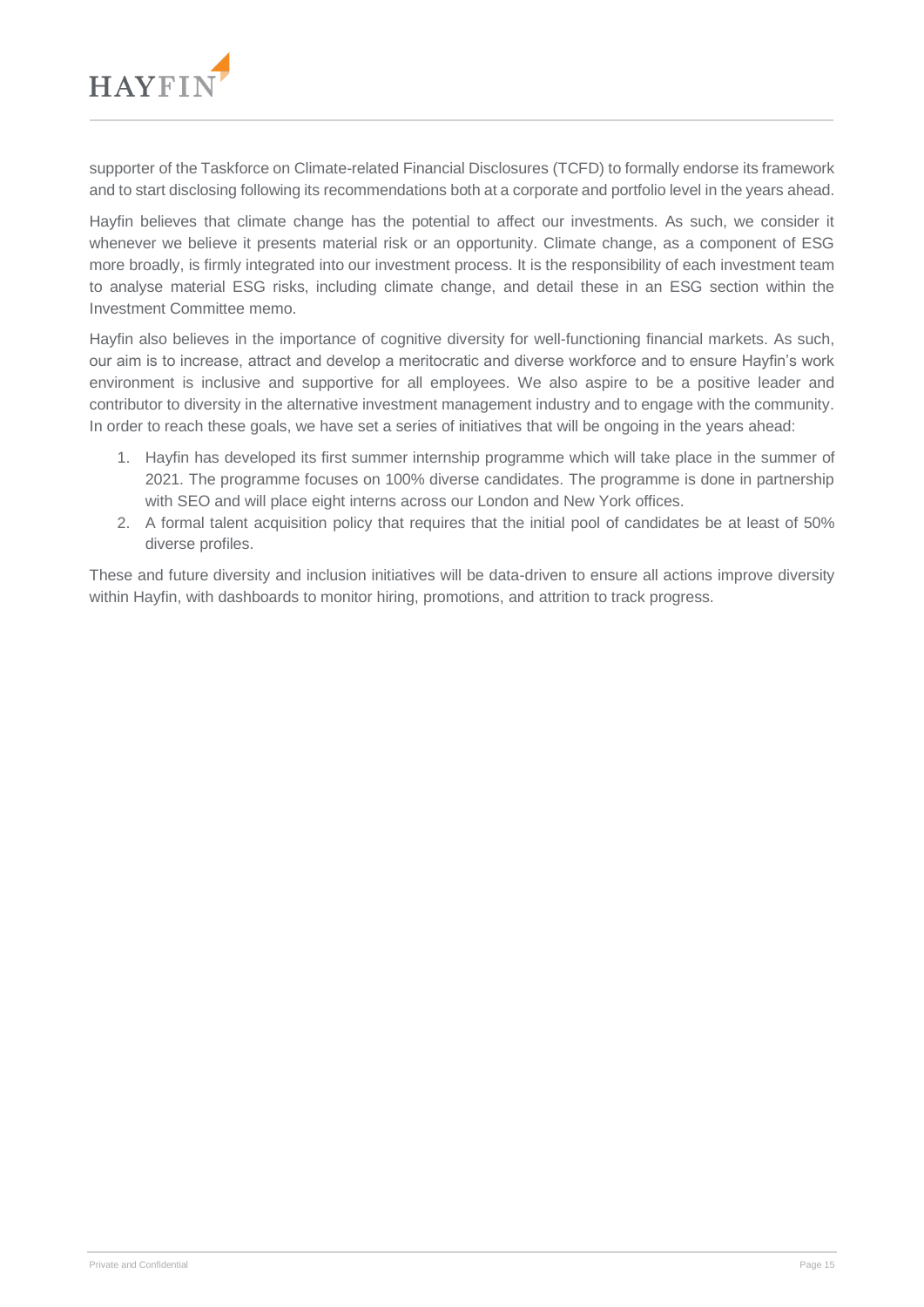supporter of the Taskforce on Climate-related Financial Disclosures (TCFD) to formally endorse its framework and to start disclosing following its recommendations both at a corporate and portfolio level in the years ahead.

Hayfin believes that climate change has the potential to affect our investments. As such, we consider it whenever we believe it presents material risk or an opportunity. Climate change, as a component of ESG more broadly, is firmly integrated into our investment process. It is the responsibility of each investment team to analyse material ESG risks, including climate change, and detail these in an ESG section within the Investment Committee memo.

Hayfin also believes in the importance of cognitive diversity for well-functioning financial markets. As such, our aim is to increase, attract and develop a meritocratic and diverse workforce and to ensure Hayfin's work environment is inclusive and supportive for all employees. We also aspire to be a positive leader and contributor to diversity in the alternative investment management industry and to engage with the community. In order to reach these goals, we have set a series of initiatives that will be ongoing in the years ahead:

1. Hayfin has developed its first summer internship programme which will take place in the summer of 2021. The programme focuses on 100% diverse candidates. The programme is done in partnership with SEO and will place eight interns across our London and New York offices.
2. A formal talent acquisition policy that requires that the initial pool of candidates be at least of 50% diverse profiles.

These and future diversity and inclusion initiatives will be data-driven to ensure all actions improve diversity within Hayfin, with dashboards to monitor hiring, promotions, and attrition to track progress.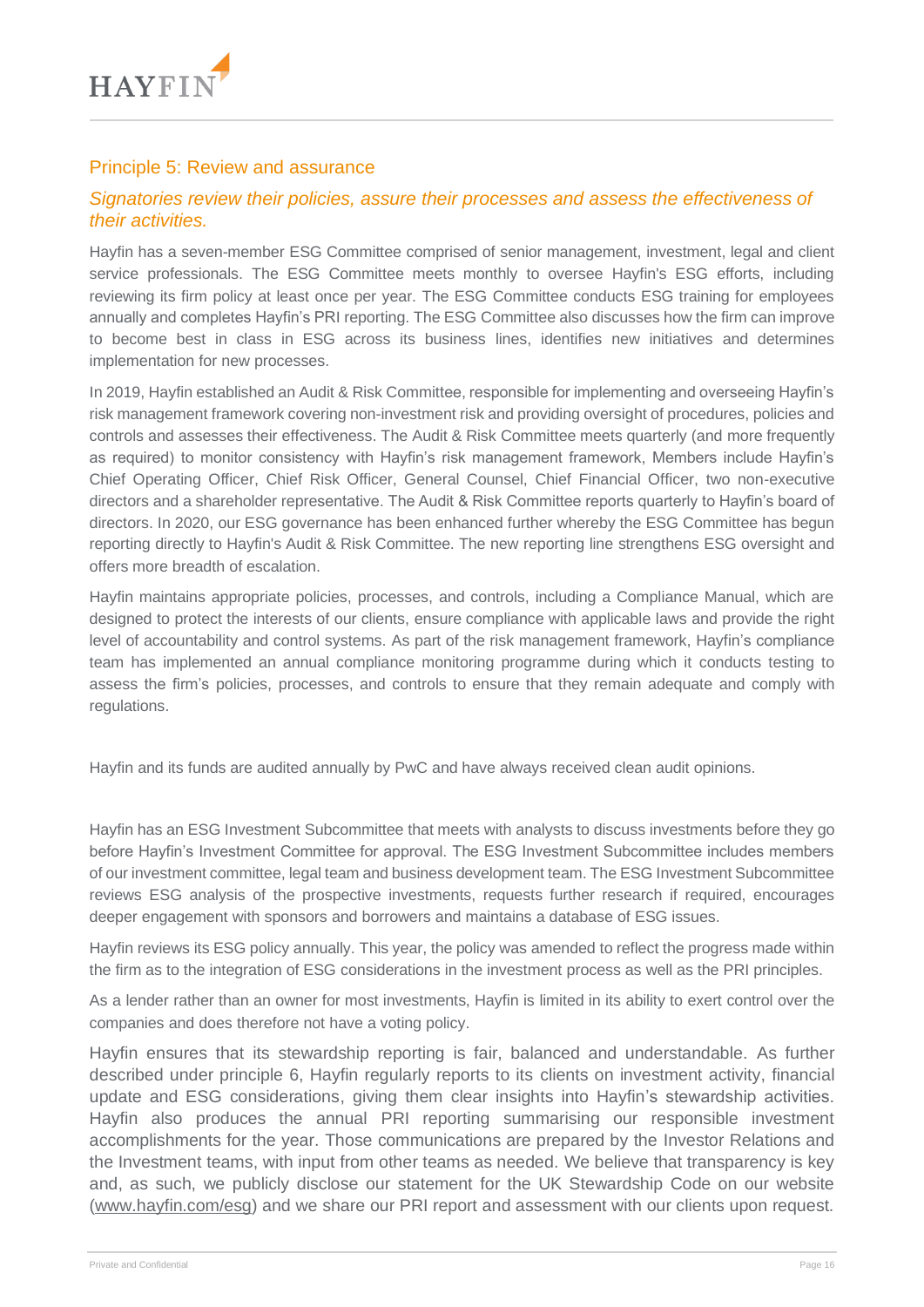## Principle 5: Review and assurance

*Signatories review their policies, assure their processes and assess the effectiveness of their activities.*

Hayfin has a seven-member ESG Committee comprised of senior management, investment, legal and client service professionals. The ESG Committee meets monthly to oversee Hayfin's ESG efforts, including reviewing its firm policy at least once per year. The ESG Committee conducts ESG training for employees annually and completes Hayfin's PRI reporting. The ESG Committee also discusses how the firm can improve to become best in class in ESG across its business lines, identifies new initiatives and determines implementation for new processes.

In 2019, Hayfin established an Audit & Risk Committee, responsible for implementing and overseeing Hayfin's risk management framework covering non-investment risk and providing oversight of procedures, policies and controls and assesses their effectiveness. The Audit & Risk Committee meets quarterly (and more frequently as required) to monitor consistency with Hayfin's risk management framework, Members include Hayfin's Chief Operating Officer, Chief Risk Officer, General Counsel, Chief Financial Officer, two non-executive directors and a shareholder representative. The Audit & Risk Committee reports quarterly to Hayfin's board of directors. In 2020, our ESG governance has been enhanced further whereby the ESG Committee has begun reporting directly to Hayfin's Audit & Risk Committee. The new reporting line strengthens ESG oversight and offers more breadth of escalation.

Hayfin maintains appropriate policies, processes, and controls, including a Compliance Manual, which are designed to protect the interests of our clients, ensure compliance with applicable laws and provide the right level of accountability and control systems. As part of the risk management framework, Hayfin's compliance team has implemented an annual compliance monitoring programme during which it conducts testing to assess the firm's policies, processes, and controls to ensure that they remain adequate and comply with regulations.

Hayfin and its funds are audited annually by PwC and have always received clean audit opinions.

Hayfin has an ESG Investment Subcommittee that meets with analysts to discuss investments before they go before Hayfin's Investment Committee for approval. The ESG Investment Subcommittee includes members of our investment committee, legal team and business development team. The ESG Investment Subcommittee reviews ESG analysis of the prospective investments, requests further research if required, encourages deeper engagement with sponsors and borrowers and maintains a database of ESG issues.

Hayfin reviews its ESG policy annually. This year, the policy was amended to reflect the progress made within the firm as to the integration of ESG considerations in the investment process as well as the PRI principles.

As a lender rather than an owner for most investments, Hayfin is limited in its ability to exert control over the companies and does therefore not have a voting policy.

Hayfin ensures that its stewardship reporting is fair, balanced and understandable. As further described under principle 6, Hayfin regularly reports to its clients on investment activity, financial update and ESG considerations, giving them clear insights into Hayfin's stewardship activities. Hayfin also produces the annual PRI reporting summarising our responsible investment accomplishments for the year. Those communications are prepared by the Investor Relations and the Investment teams, with input from other teams as needed. We believe that transparency is key and, as such, we publicly disclose our statement for the UK Stewardship Code on our website (www.hayfin.com/esg) and we share our PRI report and assessment with our clients upon request.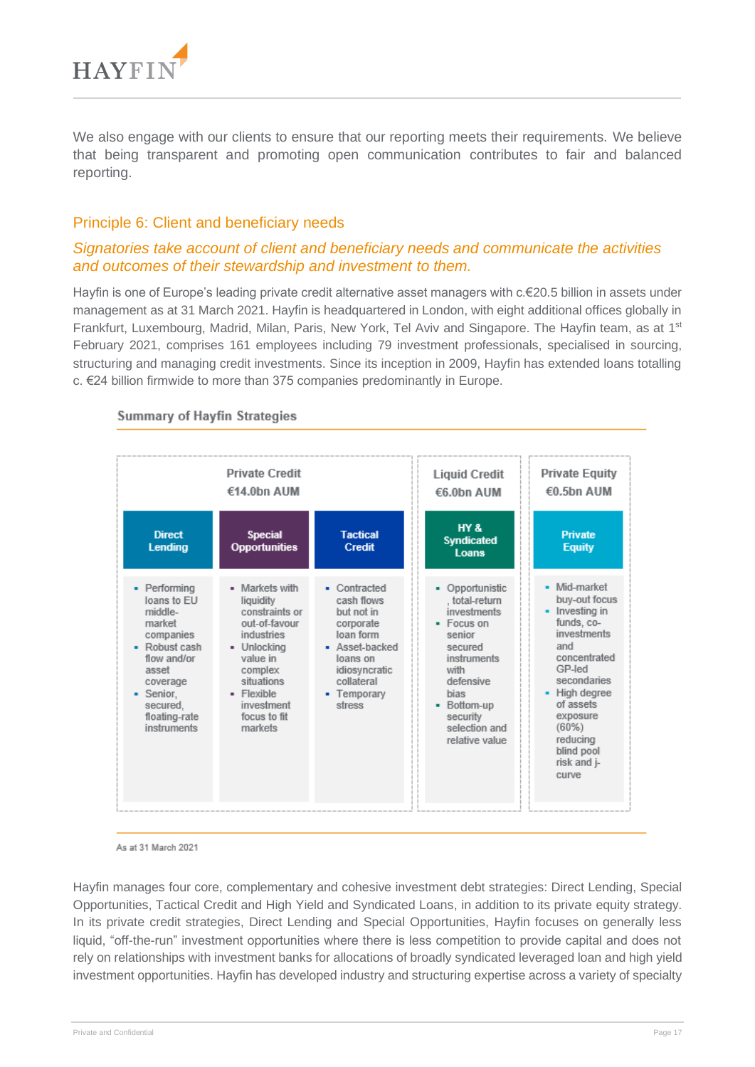We also engage with our clients to ensure that our reporting meets their requirements. We believe that being transparent and promoting open communication contributes to fair and balanced reporting.

## Principle 6: Client and beneficiary needs

### *Signatories take account of client and beneficiary needs and communicate the activities and outcomes of their stewardship and investment to them.*

Hayfin is one of Europe's leading private credit alternative asset managers with c.€20.5 billion in assets under management as at 31 March 2021. Hayfin is headquartered in London, with eight additional offices globally in Frankfurt, Luxembourg, Madrid, Milan, Paris, New York, Tel Aviv and Singapore. The Hayfin team, as at 1st February 2021, comprises 161 employees including 79 investment professionals, specialised in sourcing, structuring and managing credit investments. Since its inception in 2009, Hayfin has extended loans totalling c. €24 billion firmwide to more than 375 companies predominantly in Europe.

**Summary of Hayfin Strategies**

| Private Credit €14.0bn AUM | | | Liquid Credit €6.0bn AUM | Private Equity €0.5bn AUM |
|---|---|---|---|---|
| **Direct Lending** | **Special Opportunities** | **Tactical Credit** | **HY & Syndicated Loans** | **Private Equity** |
| ▪ Performing loans to EU middle-market companies<br>▪ Robust cash flow and/or asset coverage<br>▪ Senior, secured, floating-rate instruments | ▪ Markets with liquidity constraints or out-of-favour industries<br>▪ Unlocking value in complex situations<br>▪ Flexible investment focus to fit markets | ▪ Contracted cash flows but not in corporate loan form<br>▪ Asset-backed loans on idiosyncratic collateral<br>▪ Temporary stress | ▪ Opportunistic, total-return investments<br>▪ Focus on senior secured instruments with defensive bias<br>▪ Bottom-up security selection and relative value | ▪ Mid-market buy-out focus<br>▪ Investing in funds, co-investments and concentrated GP-led secondaries<br>▪ High degree of assets exposure (60%) reducing blind pool risk and j-curve |

As at 31 March 2021

Hayfin manages four core, complementary and cohesive investment debt strategies: Direct Lending, Special Opportunities, Tactical Credit and High Yield and Syndicated Loans, in addition to its private equity strategy. In its private credit strategies, Direct Lending and Special Opportunities, Hayfin focuses on generally less liquid, "off-the-run" investment opportunities where there is less competition to provide capital and does not rely on relationships with investment banks for allocations of broadly syndicated leveraged loan and high yield investment opportunities. Hayfin has developed industry and structuring expertise across a variety of specialty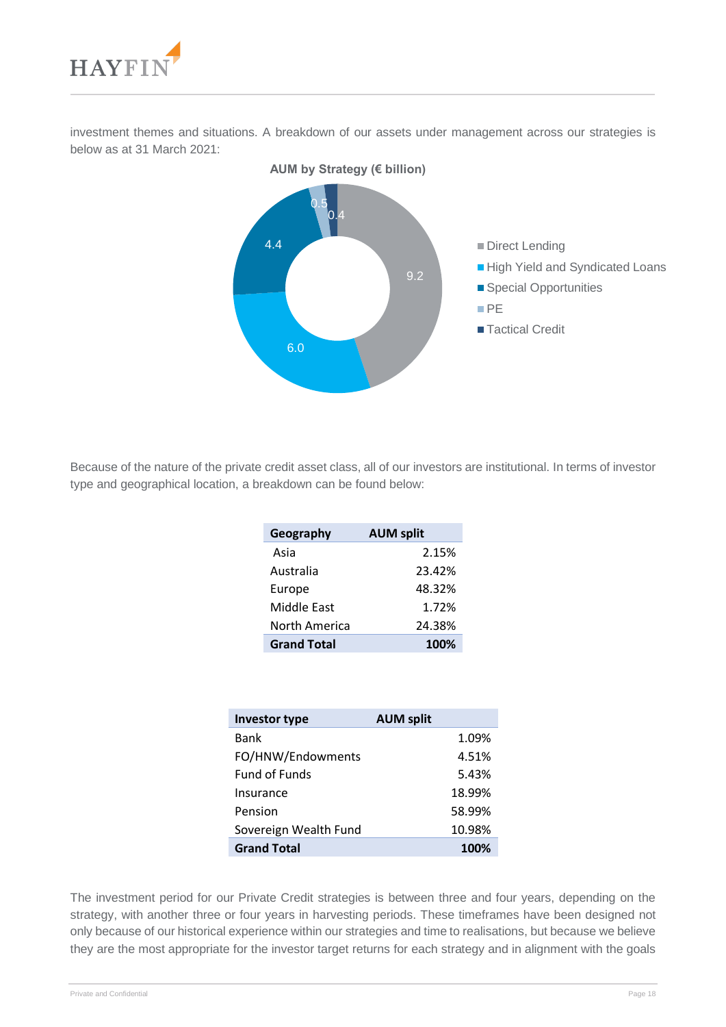investment themes and situations. A breakdown of our assets under management across our strategies is below as at 31 March 2021:

**AUM by Strategy (€ billion)**

| Strategy | AUM (€ billion) |
|---|---|
| Direct Lending | 9.2 |
| High Yield and Syndicated Loans | 6.0 |
| Special Opportunities | 4.4 |
| PE | 0.5 |
| Tactical Credit | 0.4 |

Because of the nature of the private credit asset class, all of our investors are institutional. In terms of investor type and geographical location, a breakdown can be found below:

| Geography | AUM split |
|---|---|
| Asia | 2.15% |
| Australia | 23.42% |
| Europe | 48.32% |
| Middle East | 1.72% |
| North America | 24.38% |
| **Grand Total** | **100%** |

| Investor type | AUM split |
|---|---|
| Bank | 1.09% |
| FO/HNW/Endowments | 4.51% |
| Fund of Funds | 5.43% |
| Insurance | 18.99% |
| Pension | 58.99% |
| Sovereign Wealth Fund | 10.98% |
| **Grand Total** | **100%** |

The investment period for our Private Credit strategies is between three and four years, depending on the strategy, with another three or four years in harvesting periods. These timeframes have been designed not only because of our historical experience within our strategies and time to realisations, but because we believe they are the most appropriate for the investor target returns for each strategy and in alignment with the goals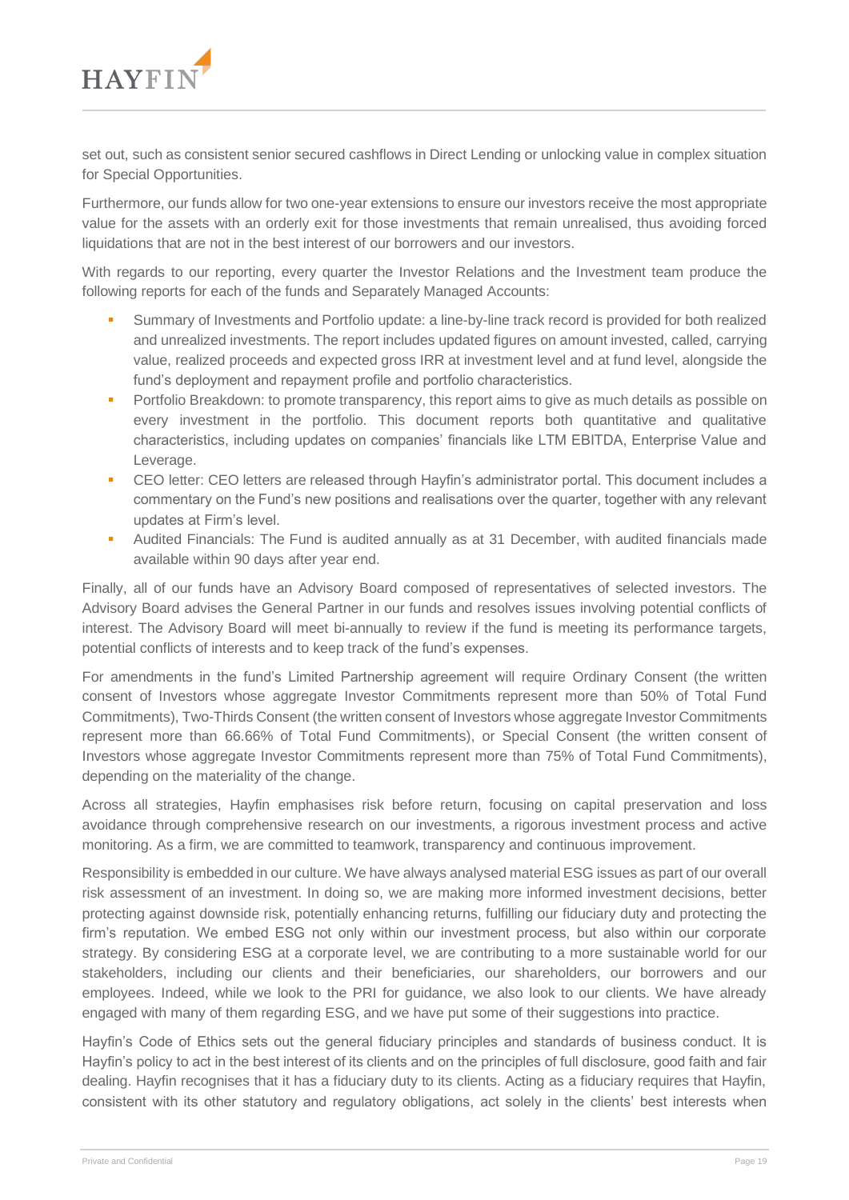set out, such as consistent senior secured cashflows in Direct Lending or unlocking value in complex situation for Special Opportunities.

Furthermore, our funds allow for two one-year extensions to ensure our investors receive the most appropriate value for the assets with an orderly exit for those investments that remain unrealised, thus avoiding forced liquidations that are not in the best interest of our borrowers and our investors.

With regards to our reporting, every quarter the Investor Relations and the Investment team produce the following reports for each of the funds and Separately Managed Accounts:

- Summary of Investments and Portfolio update: a line-by-line track record is provided for both realized and unrealized investments. The report includes updated figures on amount invested, called, carrying value, realized proceeds and expected gross IRR at investment level and at fund level, alongside the fund's deployment and repayment profile and portfolio characteristics.
- Portfolio Breakdown: to promote transparency, this report aims to give as much details as possible on every investment in the portfolio. This document reports both quantitative and qualitative characteristics, including updates on companies' financials like LTM EBITDA, Enterprise Value and Leverage.
- CEO letter: CEO letters are released through Hayfin's administrator portal. This document includes a commentary on the Fund's new positions and realisations over the quarter, together with any relevant updates at Firm's level.
- Audited Financials: The Fund is audited annually as at 31 December, with audited financials made available within 90 days after year end.

Finally, all of our funds have an Advisory Board composed of representatives of selected investors. The Advisory Board advises the General Partner in our funds and resolves issues involving potential conflicts of interest. The Advisory Board will meet bi-annually to review if the fund is meeting its performance targets, potential conflicts of interests and to keep track of the fund's expenses.

For amendments in the fund's Limited Partnership agreement will require Ordinary Consent (the written consent of Investors whose aggregate Investor Commitments represent more than 50% of Total Fund Commitments), Two-Thirds Consent (the written consent of Investors whose aggregate Investor Commitments represent more than 66.66% of Total Fund Commitments), or Special Consent (the written consent of Investors whose aggregate Investor Commitments represent more than 75% of Total Fund Commitments), depending on the materiality of the change.

Across all strategies, Hayfin emphasises risk before return, focusing on capital preservation and loss avoidance through comprehensive research on our investments, a rigorous investment process and active monitoring. As a firm, we are committed to teamwork, transparency and continuous improvement.

Responsibility is embedded in our culture. We have always analysed material ESG issues as part of our overall risk assessment of an investment. In doing so, we are making more informed investment decisions, better protecting against downside risk, potentially enhancing returns, fulfilling our fiduciary duty and protecting the firm's reputation. We embed ESG not only within our investment process, but also within our corporate strategy. By considering ESG at a corporate level, we are contributing to a more sustainable world for our stakeholders, including our clients and their beneficiaries, our shareholders, our borrowers and our employees. Indeed, while we look to the PRI for guidance, we also look to our clients. We have already engaged with many of them regarding ESG, and we have put some of their suggestions into practice.

Hayfin's Code of Ethics sets out the general fiduciary principles and standards of business conduct. It is Hayfin's policy to act in the best interest of its clients and on the principles of full disclosure, good faith and fair dealing. Hayfin recognises that it has a fiduciary duty to its clients. Acting as a fiduciary requires that Hayfin, consistent with its other statutory and regulatory obligations, act solely in the clients' best interests when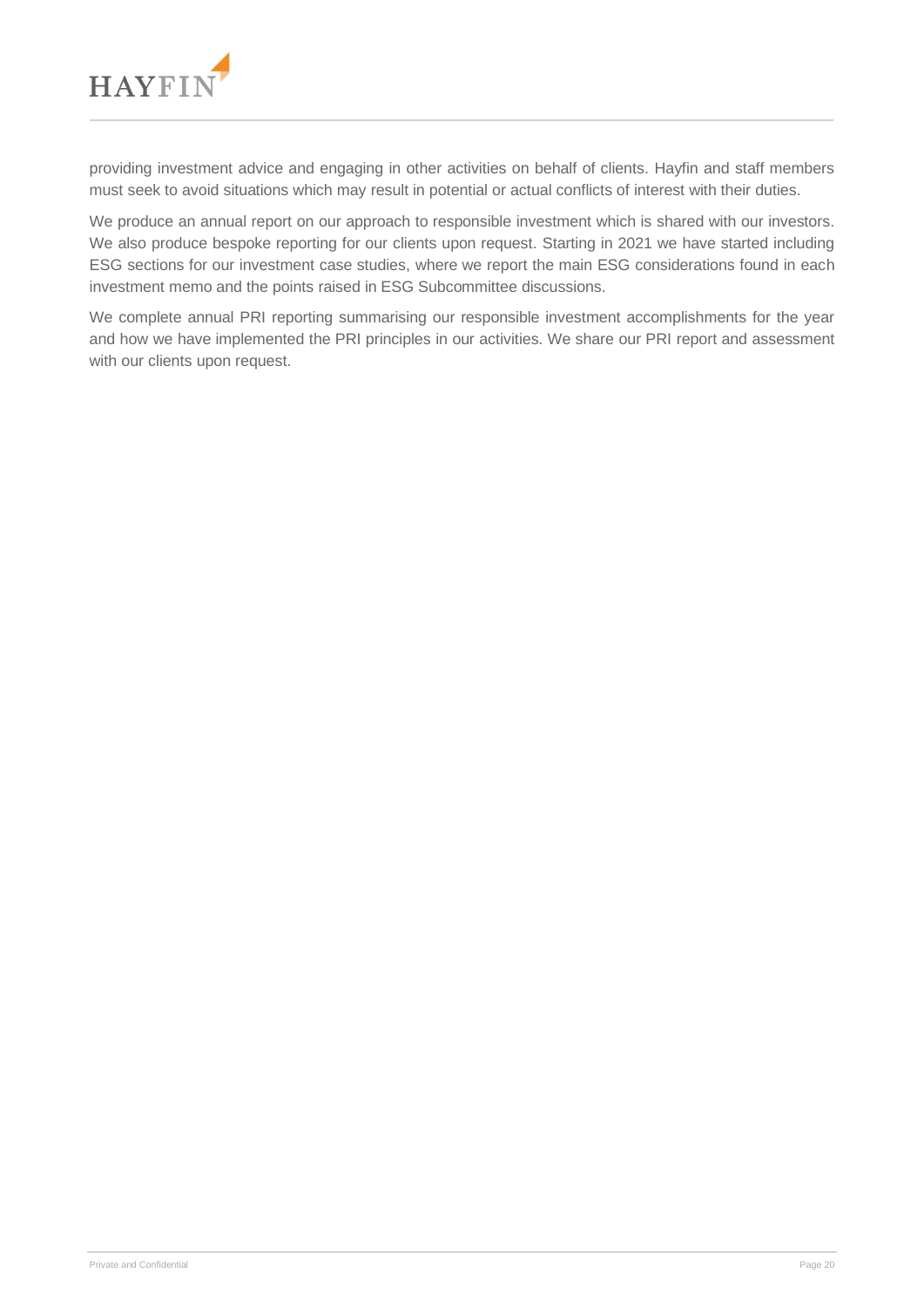providing investment advice and engaging in other activities on behalf of clients. Hayfin and staff members must seek to avoid situations which may result in potential or actual conflicts of interest with their duties.

We produce an annual report on our approach to responsible investment which is shared with our investors. We also produce bespoke reporting for our clients upon request. Starting in 2021 we have started including ESG sections for our investment case studies, where we report the main ESG considerations found in each investment memo and the points raised in ESG Subcommittee discussions.

We complete annual PRI reporting summarising our responsible investment accomplishments for the year and how we have implemented the PRI principles in our activities. We share our PRI report and assessment with our clients upon request.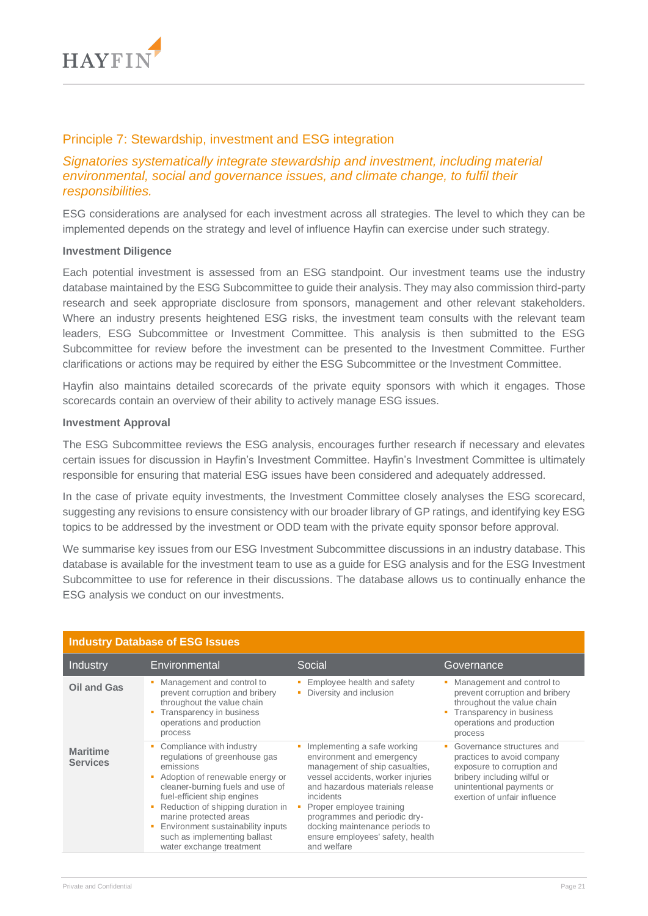## Principle 7: Stewardship, investment and ESG integration

*Signatories systematically integrate stewardship and investment, including material environmental, social and governance issues, and climate change, to fulfil their responsibilities.*

ESG considerations are analysed for each investment across all strategies. The level to which they can be implemented depends on the strategy and level of influence Hayfin can exercise under such strategy.

**Investment Diligence**

Each potential investment is assessed from an ESG standpoint. Our investment teams use the industry database maintained by the ESG Subcommittee to guide their analysis. They may also commission third-party research and seek appropriate disclosure from sponsors, management and other relevant stakeholders. Where an industry presents heightened ESG risks, the investment team consults with the relevant team leaders, ESG Subcommittee or Investment Committee. This analysis is then submitted to the ESG Subcommittee for review before the investment can be presented to the Investment Committee. Further clarifications or actions may be required by either the ESG Subcommittee or the Investment Committee.

Hayfin also maintains detailed scorecards of the private equity sponsors with which it engages. Those scorecards contain an overview of their ability to actively manage ESG issues.

**Investment Approval**

The ESG Subcommittee reviews the ESG analysis, encourages further research if necessary and elevates certain issues for discussion in Hayfin's Investment Committee. Hayfin's Investment Committee is ultimately responsible for ensuring that material ESG issues have been considered and adequately addressed.

In the case of private equity investments, the Investment Committee closely analyses the ESG scorecard, suggesting any revisions to ensure consistency with our broader library of GP ratings, and identifying key ESG topics to be addressed by the investment or ODD team with the private equity sponsor before approval.

We summarise key issues from our ESG Investment Subcommittee discussions in an industry database. This database is available for the investment team to use as a guide for ESG analysis and for the ESG Investment Subcommittee to use for reference in their discussions. The database allows us to continually enhance the ESG analysis we conduct on our investments.

**Industry Database of ESG Issues**

| Industry | Environmental | Social | Governance |
|---|---|---|---|
| **Oil and Gas** | ▪ Management and control to prevent corruption and bribery throughout the value chain<br>▪ Transparency in business operations and production process | ▪ Employee health and safety<br>▪ Diversity and inclusion | ▪ Management and control to prevent corruption and bribery throughout the value chain<br>▪ Transparency in business operations and production process |
| **Maritime Services** | ▪ Compliance with industry regulations of greenhouse gas emissions<br>▪ Adoption of renewable energy or cleaner-burning fuels and use of fuel-efficient ship engines<br>▪ Reduction of shipping duration in marine protected areas<br>▪ Environment sustainability inputs such as implementing ballast water exchange treatment | ▪ Implementing a safe working environment and emergency management of ship casualties, vessel accidents, worker injuries and hazardous materials release incidents<br>▪ Proper employee training programmes and periodic dry-docking maintenance periods to ensure employees' safety, health and welfare | ▪ Governance structures and practices to avoid company exposure to corruption and bribery including wilful or unintentional payments or exertion of unfair influence |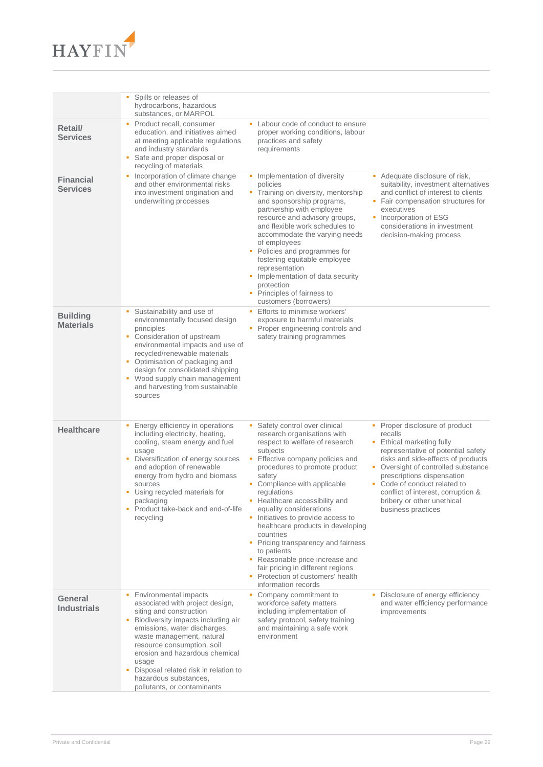| | | | |
|---|---|---|---|
| | ▪ Spills or releases of hydrocarbons, hazardous substances, or MARPOL | | |
| **Retail/ Services** | ▪ Product recall, consumer education, and initiatives aimed at meeting applicable regulations and industry standards<br>▪ Safe and proper disposal or recycling of materials | ▪ Labour code of conduct to ensure proper working conditions, labour practices and safety requirements | |
| **Financial Services** | ▪ Incorporation of climate change and other environmental risks into investment origination and underwriting processes | ▪ Implementation of diversity policies<br>▪ Training on diversity, mentorship and sponsorship programs, partnership with employee resource and advisory groups, and flexible work schedules to accommodate the varying needs of employees<br>▪ Policies and programmes for fostering equitable employee representation<br>▪ Implementation of data security protection<br>▪ Principles of fairness to customers (borrowers) | ▪ Adequate disclosure of risk, suitability, investment alternatives and conflict of interest to clients<br>▪ Fair compensation structures for executives<br>▪ Incorporation of ESG considerations in investment decision-making process |
| **Building Materials** | ▪ Sustainability and use of environmentally focused design principles<br>▪ Consideration of upstream environmental impacts and use of recycled/renewable materials<br>▪ Optimisation of packaging and design for consolidated shipping<br>▪ Wood supply chain management and harvesting from sustainable sources | ▪ Efforts to minimise workers' exposure to harmful materials<br>▪ Proper engineering controls and safety training programmes | |
| **Healthcare** | ▪ Energy efficiency in operations including electricity, heating, cooling, steam energy and fuel usage<br>▪ Diversification of energy sources and adoption of renewable energy from hydro and biomass sources<br>▪ Using recycled materials for packaging<br>▪ Product take-back and end-of-life recycling | ▪ Safety control over clinical research organisations with respect to welfare of research subjects<br>▪ Effective company policies and procedures to promote product safety<br>▪ Compliance with applicable regulations<br>▪ Healthcare accessibility and equality considerations<br>▪ Initiatives to provide access to healthcare products in developing countries<br>▪ Pricing transparency and fairness to patients<br>▪ Reasonable price increase and fair pricing in different regions<br>▪ Protection of customers' health information records | ▪ Proper disclosure of product recalls<br>▪ Ethical marketing fully representative of potential safety risks and side-effects of products<br>▪ Oversight of controlled substance prescriptions dispensation<br>▪ Code of conduct related to conflict of interest, corruption & bribery or other unethical business practices |
| **General Industrials** | ▪ Environmental impacts associated with project design, siting and construction<br>▪ Biodiversity impacts including air emissions, water discharges, waste management, natural resource consumption, soil erosion and hazardous chemical usage<br>▪ Disposal related risk in relation to hazardous substances, pollutants, or contaminants | ▪ Company commitment to workforce safety matters including implementation of safety protocol, safety training and maintaining a safe work environment | ▪ Disclosure of energy efficiency and water efficiency performance improvements |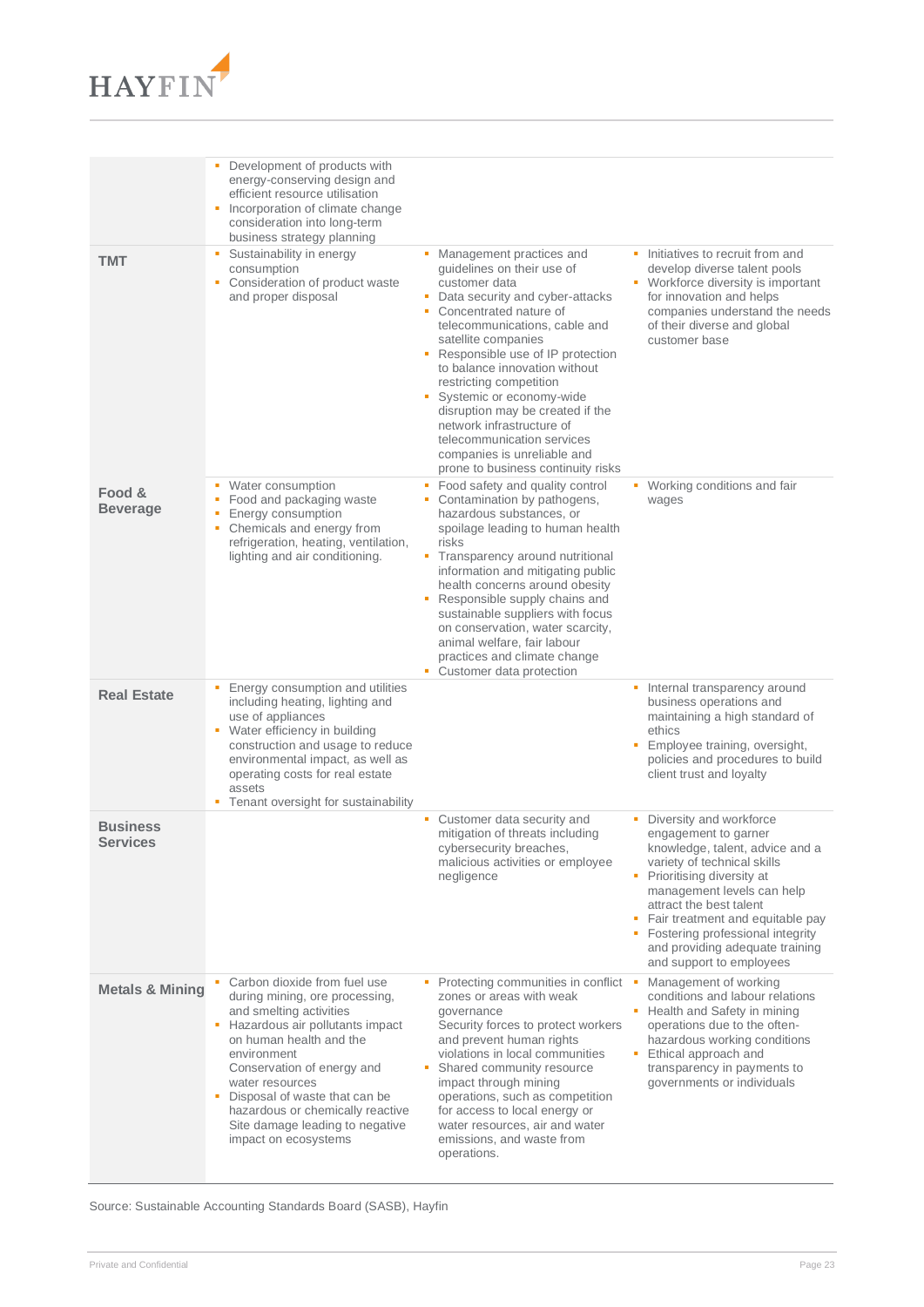| | | | |
|---|---|---|---|
| | ▪ Development of products with energy-conserving design and efficient resource utilisation<br>▪ Incorporation of climate change consideration into long-term business strategy planning | | |
| **TMT** | ▪ Sustainability in energy consumption<br>▪ Consideration of product waste and proper disposal | ▪ Management practices and guidelines on their use of customer data<br>▪ Data security and cyber-attacks<br>▪ Concentrated nature of telecommunications, cable and satellite companies<br>▪ Responsible use of IP protection to balance innovation without restricting competition<br>▪ Systemic or economy-wide disruption may be created if the network infrastructure of telecommunication services companies is unreliable and prone to business continuity risks | ▪ Initiatives to recruit from and develop diverse talent pools<br>▪ Workforce diversity is important for innovation and helps companies understand the needs of their diverse and global customer base |
| **Food & Beverage** | ▪ Water consumption<br>▪ Food and packaging waste<br>▪ Energy consumption<br>▪ Chemicals and energy from refrigeration, heating, ventilation, lighting and air conditioning. | ▪ Food safety and quality control<br>▪ Contamination by pathogens, hazardous substances, or spoilage leading to human health risks<br>▪ Transparency around nutritional information and mitigating public health concerns around obesity<br>▪ Responsible supply chains and sustainable suppliers with focus on conservation, water scarcity, animal welfare, fair labour practices and climate change<br>▪ Customer data protection | ▪ Working conditions and fair wages |
| **Real Estate** | ▪ Energy consumption and utilities including heating, lighting and use of appliances<br>▪ Water efficiency in building construction and usage to reduce environmental impact, as well as operating costs for real estate assets<br>▪ Tenant oversight for sustainability | | ▪ Internal transparency around business operations and maintaining a high standard of ethics<br>▪ Employee training, oversight, policies and procedures to build client trust and loyalty |
| **Business Services** | | ▪ Customer data security and mitigation of threats including cybersecurity breaches, malicious activities or employee negligence | ▪ Diversity and workforce engagement to garner knowledge, talent, advice and a variety of technical skills<br>▪ Prioritising diversity at management levels can help attract the best talent<br>▪ Fair treatment and equitable pay<br>▪ Fostering professional integrity and providing adequate training and support to employees |
| **Metals & Mining** | ▪ Carbon dioxide from fuel use during mining, ore processing, and smelting activities<br>▪ Hazardous air pollutants impact on human health and the environment<br>Conservation of energy and water resources<br>▪ Disposal of waste that can be hazardous or chemically reactive<br>Site damage leading to negative impact on ecosystems | ▪ Protecting communities in conflict zones or areas with weak governance<br>Security forces to protect workers and prevent human rights violations in local communities<br>▪ Shared community resource impact through mining operations, such as competition for access to local energy or water resources, air and water emissions, and waste from operations. | ▪ Management of working conditions and labour relations<br>▪ Health and Safety in mining operations due to the often-hazardous working conditions<br>▪ Ethical approach and transparency in payments to governments or individuals |

Source: Sustainable Accounting Standards Board (SASB), Hayfin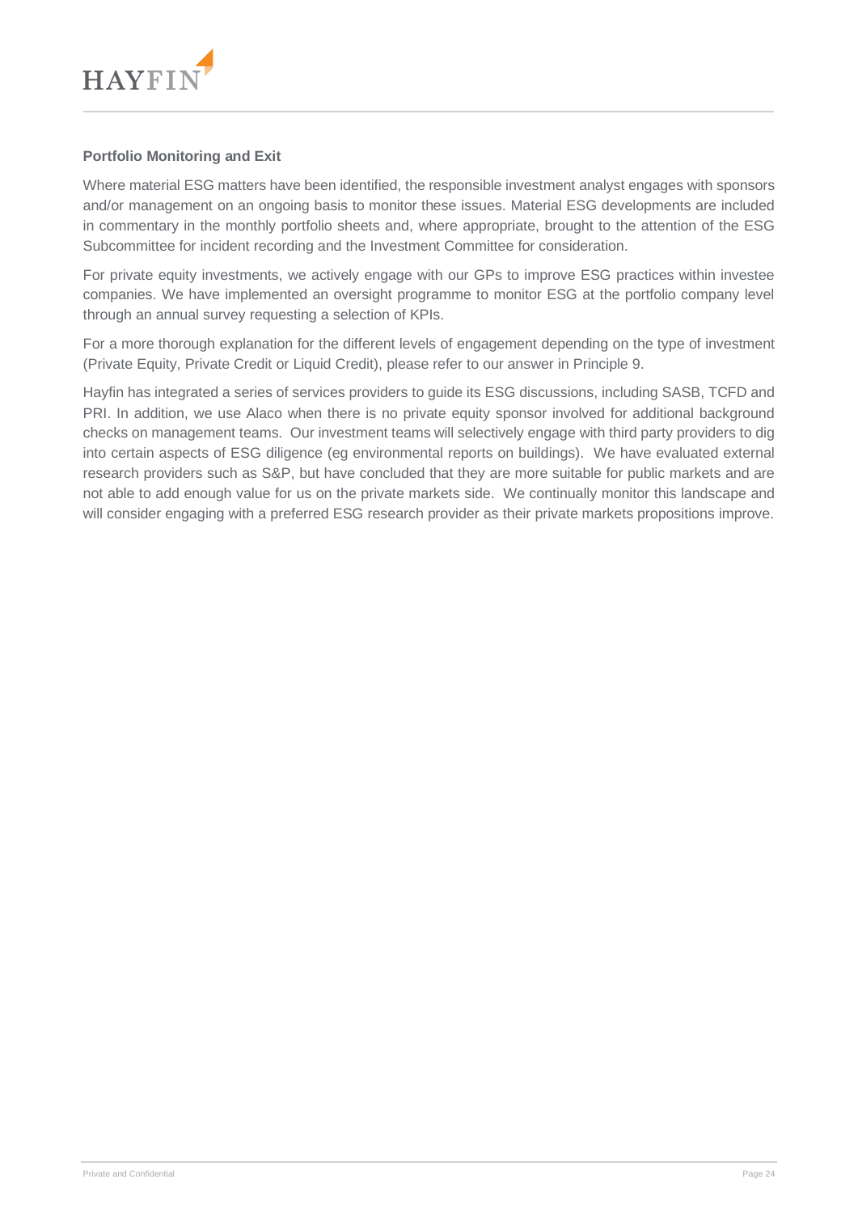**Portfolio Monitoring and Exit**

Where material ESG matters have been identified, the responsible investment analyst engages with sponsors and/or management on an ongoing basis to monitor these issues. Material ESG developments are included in commentary in the monthly portfolio sheets and, where appropriate, brought to the attention of the ESG Subcommittee for incident recording and the Investment Committee for consideration.

For private equity investments, we actively engage with our GPs to improve ESG practices within investee companies. We have implemented an oversight programme to monitor ESG at the portfolio company level through an annual survey requesting a selection of KPIs.

For a more thorough explanation for the different levels of engagement depending on the type of investment (Private Equity, Private Credit or Liquid Credit), please refer to our answer in Principle 9.

Hayfin has integrated a series of services providers to guide its ESG discussions, including SASB, TCFD and PRI. In addition, we use Alaco when there is no private equity sponsor involved for additional background checks on management teams. Our investment teams will selectively engage with third party providers to dig into certain aspects of ESG diligence (eg environmental reports on buildings). We have evaluated external research providers such as S&P, but have concluded that they are more suitable for public markets and are not able to add enough value for us on the private markets side. We continually monitor this landscape and will consider engaging with a preferred ESG research provider as their private markets propositions improve.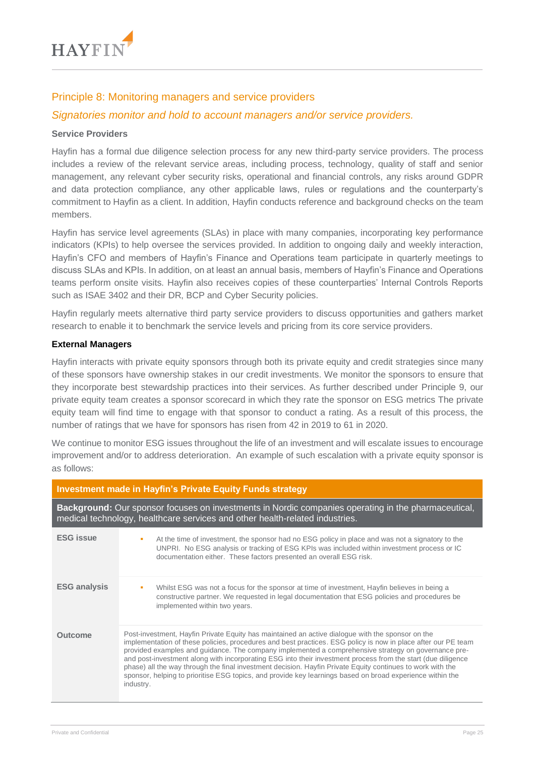## Principle 8: Monitoring managers and service providers

*Signatories monitor and hold to account managers and/or service providers.*

**Service Providers**

Hayfin has a formal due diligence selection process for any new third-party service providers. The process includes a review of the relevant service areas, including process, technology, quality of staff and senior management, any relevant cyber security risks, operational and financial controls, any risks around GDPR and data protection compliance, any other applicable laws, rules or regulations and the counterparty's commitment to Hayfin as a client. In addition, Hayfin conducts reference and background checks on the team members.

Hayfin has service level agreements (SLAs) in place with many companies, incorporating key performance indicators (KPIs) to help oversee the services provided. In addition to ongoing daily and weekly interaction, Hayfin's CFO and members of Hayfin's Finance and Operations team participate in quarterly meetings to discuss SLAs and KPIs. In addition, on at least an annual basis, members of Hayfin's Finance and Operations teams perform onsite visits. Hayfin also receives copies of these counterparties' Internal Controls Reports such as ISAE 3402 and their DR, BCP and Cyber Security policies.

Hayfin regularly meets alternative third party service providers to discuss opportunities and gathers market research to enable it to benchmark the service levels and pricing from its core service providers.

**External Managers**

Hayfin interacts with private equity sponsors through both its private equity and credit strategies since many of these sponsors have ownership stakes in our credit investments. We monitor the sponsors to ensure that they incorporate best stewardship practices into their services. As further described under Principle 9, our private equity team creates a sponsor scorecard in which they rate the sponsor on ESG metrics The private equity team will find time to engage with that sponsor to conduct a rating. As a result of this process, the number of ratings that we have for sponsors has risen from 42 in 2019 to 61 in 2020.

We continue to monitor ESG issues throughout the life of an investment and will escalate issues to encourage improvement and/or to address deterioration. An example of such escalation with a private equity sponsor is as follows:

| **Investment made in Hayfin's Private Equity Funds strategy** | |
|---|---|
| **Background:** Our sponsor focuses on investments in Nordic companies operating in the pharmaceutical, medical technology, healthcare services and other health-related industries. | |
| **ESG issue** | ▪ At the time of investment, the sponsor had no ESG policy in place and was not a signatory to the UNPRI. No ESG analysis or tracking of ESG KPIs was included within investment process or IC documentation either. These factors presented an overall ESG risk. |
| **ESG analysis** | ▪ Whilst ESG was not a focus for the sponsor at time of investment, Hayfin believes in being a constructive partner. We requested in legal documentation that ESG policies and procedures be implemented within two years. |
| **Outcome** | Post-investment, Hayfin Private Equity has maintained an active dialogue with the sponsor on the implementation of these policies, procedures and best practices. ESG policy is now in place after our PE team provided examples and guidance. The company implemented a comprehensive strategy on governance pre- and post-investment along with incorporating ESG into their investment process from the start (due diligence phase) all the way through the final investment decision. Hayfin Private Equity continues to work with the sponsor, helping to prioritise ESG topics, and provide key learnings based on broad experience within the industry. |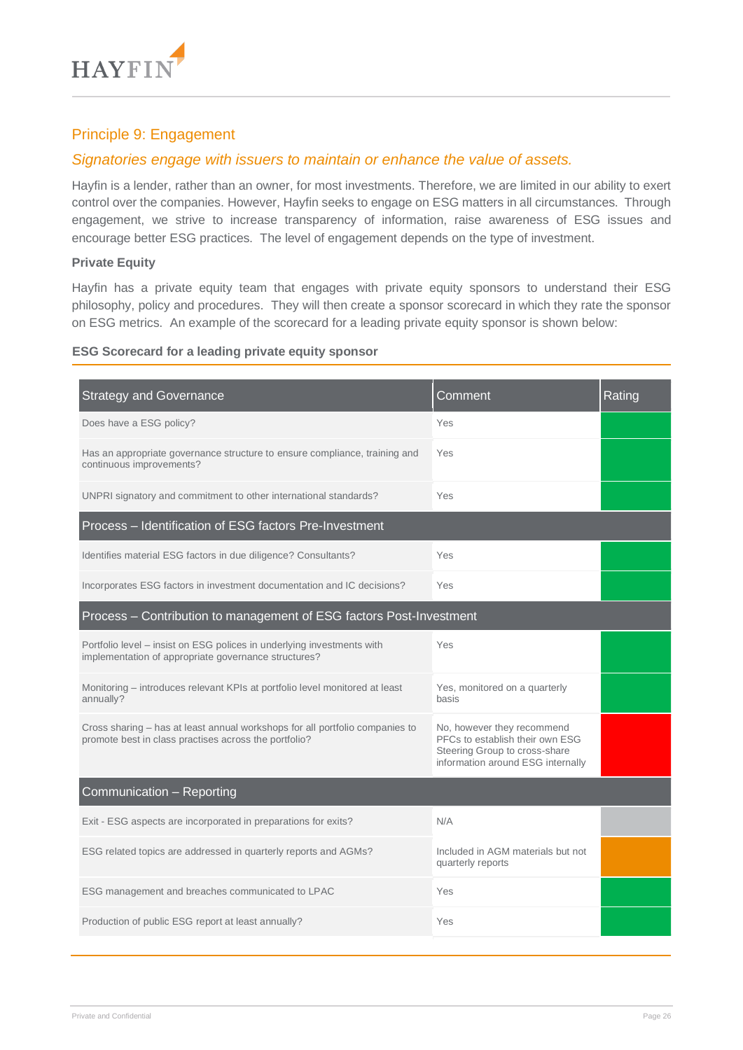## Principle 9: Engagement

### *Signatories engage with issuers to maintain or enhance the value of assets.*

Hayfin is a lender, rather than an owner, for most investments. Therefore, we are limited in our ability to exert control over the companies. However, Hayfin seeks to engage on ESG matters in all circumstances. Through engagement, we strive to increase transparency of information, raise awareness of ESG issues and encourage better ESG practices. The level of engagement depends on the type of investment.

**Private Equity**

Hayfin has a private equity team that engages with private equity sponsors to understand their ESG philosophy, policy and procedures. They will then create a sponsor scorecard in which they rate the sponsor on ESG metrics. An example of the scorecard for a leading private equity sponsor is shown below:

**ESG Scorecard for a leading private equity sponsor**

| Strategy and Governance | Comment | Rating |
|---|---|---|
| Does have a ESG policy? | Yes | Green |
| Has an appropriate governance structure to ensure compliance, training and continuous improvements? | Yes | Green |
| UNPRI signatory and commitment to other international standards? | Yes | Green |
| **Process – Identification of ESG factors Pre-Investment** | | |
| Identifies material ESG factors in due diligence? Consultants? | Yes | Green |
| Incorporates ESG factors in investment documentation and IC decisions? | Yes | Green |
| **Process – Contribution to management of ESG factors Post-Investment** | | |
| Portfolio level – insist on ESG polices in underlying investments with implementation of appropriate governance structures? | Yes | Green |
| Monitoring – introduces relevant KPIs at portfolio level monitored at least annually? | Yes, monitored on a quarterly basis | Green |
| Cross sharing – has at least annual workshops for all portfolio companies to promote best in class practises across the portfolio? | No, however they recommend PFCs to establish their own ESG Steering Group to cross-share information around ESG internally | Red |
| **Communication – Reporting** | | |
| Exit - ESG aspects are incorporated in preparations for exits? | N/A | Grey |
| ESG related topics are addressed in quarterly reports and AGMs? | Included in AGM materials but not quarterly reports | Orange |
| ESG management and breaches communicated to LPAC | Yes | Green |
| Production of public ESG report at least annually? | Yes | Green |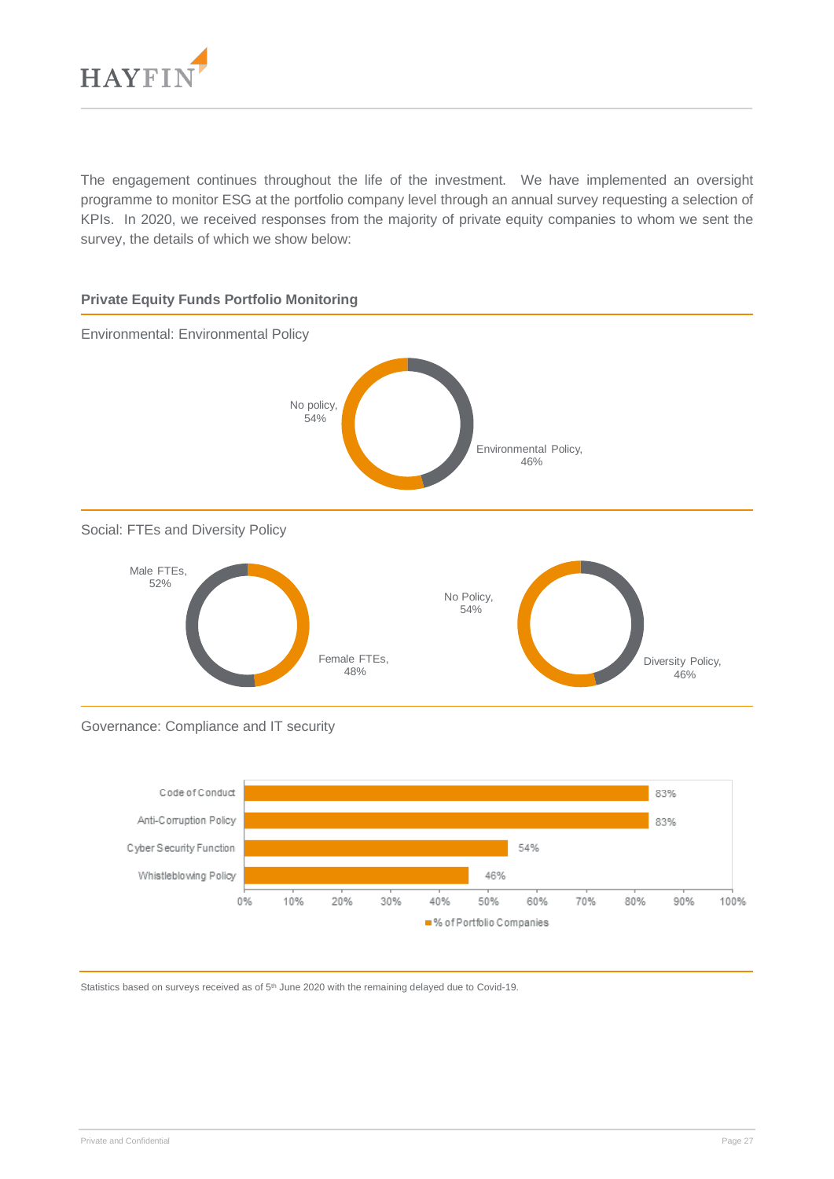The engagement continues throughout the life of the investment. We have implemented an oversight programme to monitor ESG at the portfolio company level through an annual survey requesting a selection of KPIs. In 2020, we received responses from the majority of private equity companies to whom we sent the survey, the details of which we show below:

**Private Equity Funds Portfolio Monitoring**

Environmental: Environmental Policy

| Category | % |
|---|---|
| No policy | 54% |
| Environmental Policy | 46% |

Social: FTEs and Diversity Policy

| Category | % |
|---|---|
| Male FTEs | 52% |
| Female FTEs | 48% |

| Category | % |
|---|---|
| No Policy | 54% |
| Diversity Policy | 46% |

Governance: Compliance and IT security

| | % of Portfolio Companies |
|---|---|
| Code of Conduct | 83% |
| Anti-Corruption Policy | 83% |
| Cyber Security Function | 54% |
| Whistleblowing Policy | 46% |

Statistics based on surveys received as of 5th June 2020 with the remaining delayed due to Covid-19.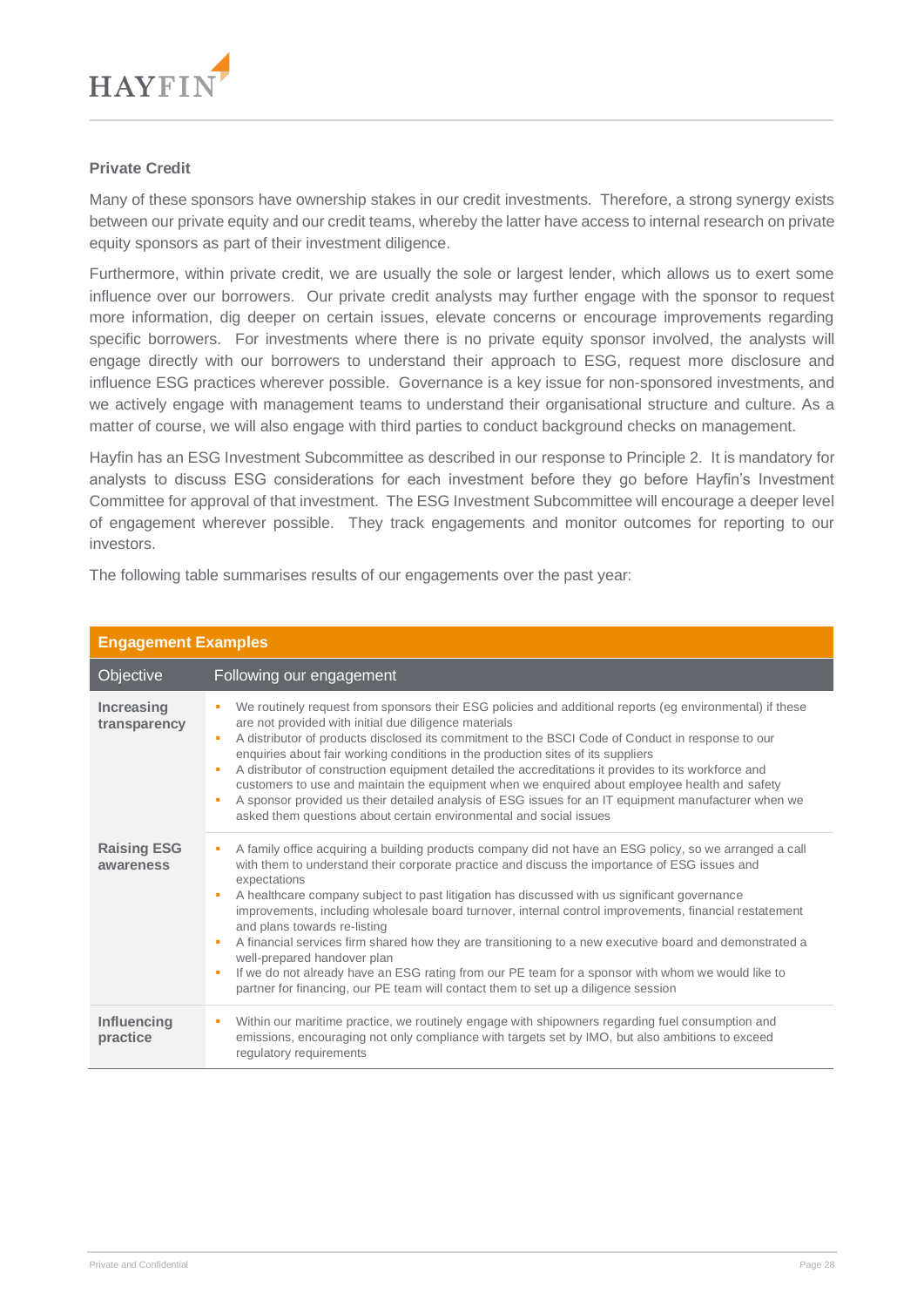### Private Credit

Many of these sponsors have ownership stakes in our credit investments. Therefore, a strong synergy exists between our private equity and our credit teams, whereby the latter have access to internal research on private equity sponsors as part of their investment diligence.

Furthermore, within private credit, we are usually the sole or largest lender, which allows us to exert some influence over our borrowers. Our private credit analysts may further engage with the sponsor to request more information, dig deeper on certain issues, elevate concerns or encourage improvements regarding specific borrowers. For investments where there is no private equity sponsor involved, the analysts will engage directly with our borrowers to understand their approach to ESG, request more disclosure and influence ESG practices wherever possible. Governance is a key issue for non-sponsored investments, and we actively engage with management teams to understand their organisational structure and culture. As a matter of course, we will also engage with third parties to conduct background checks on management.

Hayfin has an ESG Investment Subcommittee as described in our response to Principle 2. It is mandatory for analysts to discuss ESG considerations for each investment before they go before Hayfin's Investment Committee for approval of that investment. The ESG Investment Subcommittee will encourage a deeper level of engagement wherever possible. They track engagements and monitor outcomes for reporting to our investors.

The following table summarises results of our engagements over the past year:

| **Engagement Examples** | |
|---|---|
| **Objective** | **Following our engagement** |
| **Increasing transparency** | ▪ We routinely request from sponsors their ESG policies and additional reports (eg environmental) if these are not provided with initial due diligence materials<br>▪ A distributor of products disclosed its commitment to the BSCI Code of Conduct in response to our enquiries about fair working conditions in the production sites of its suppliers<br>▪ A distributor of construction equipment detailed the accreditations it provides to its workforce and customers to use and maintain the equipment when we enquired about employee health and safety<br>▪ A sponsor provided us their detailed analysis of ESG issues for an IT equipment manufacturer when we asked them questions about certain environmental and social issues |
| **Raising ESG awareness** | ▪ A family office acquiring a building products company did not have an ESG policy, so we arranged a call with them to understand their corporate practice and discuss the importance of ESG issues and expectations<br>▪ A healthcare company subject to past litigation has discussed with us significant governance improvements, including wholesale board turnover, internal control improvements, financial restatement and plans towards re-listing<br>▪ A financial services firm shared how they are transitioning to a new executive board and demonstrated a well-prepared handover plan<br>▪ If we do not already have an ESG rating from our PE team for a sponsor with whom we would like to partner for financing, our PE team will contact them to set up a diligence session |
| **Influencing practice** | ▪ Within our maritime practice, we routinely engage with shipowners regarding fuel consumption and emissions, encouraging not only compliance with targets set by IMO, but also ambitions to exceed regulatory requirements |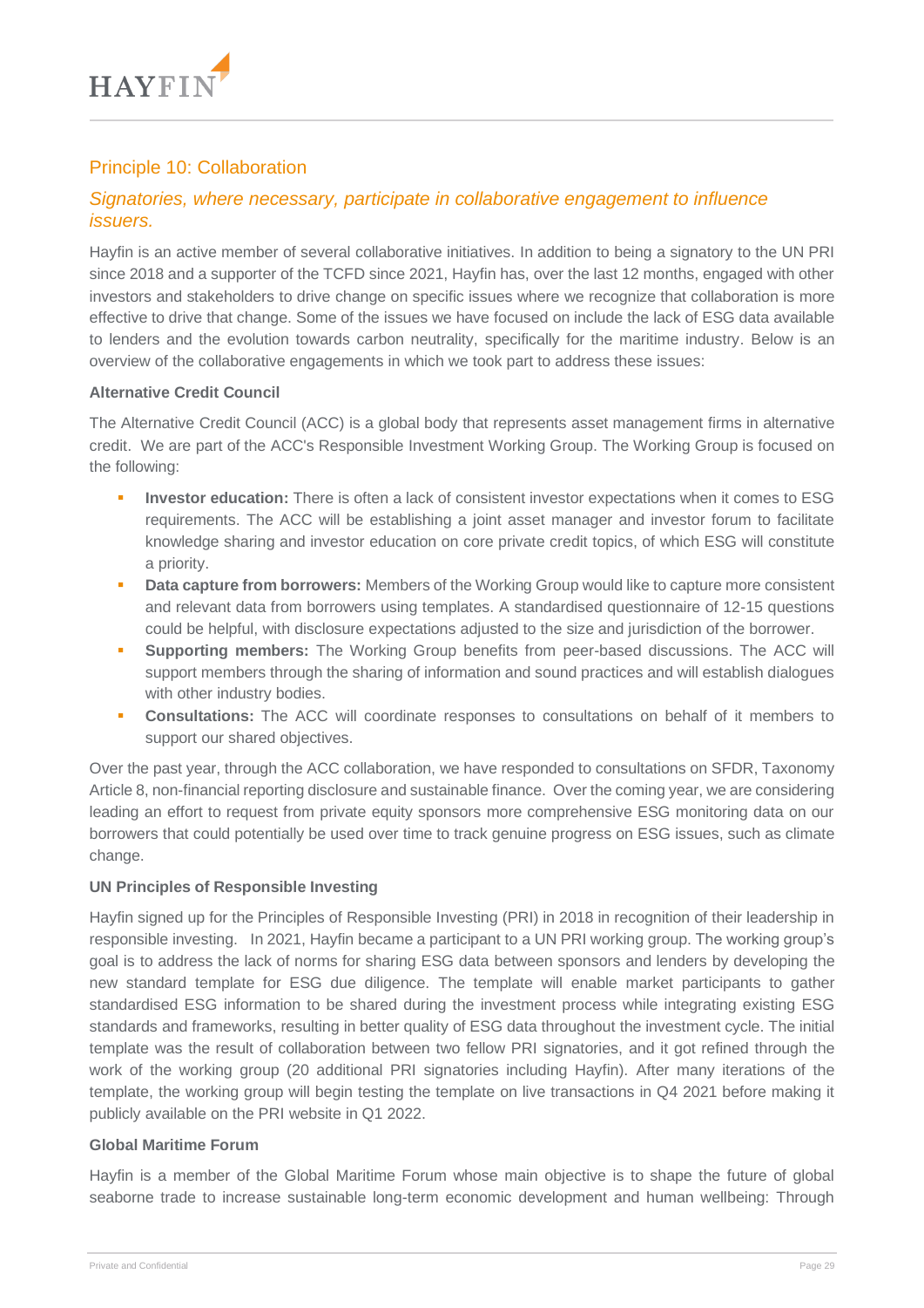## Principle 10: Collaboration

### *Signatories, where necessary, participate in collaborative engagement to influence issuers.*

Hayfin is an active member of several collaborative initiatives. In addition to being a signatory to the UN PRI since 2018 and a supporter of the TCFD since 2021, Hayfin has, over the last 12 months, engaged with other investors and stakeholders to drive change on specific issues where we recognize that collaboration is more effective to drive that change. Some of the issues we have focused on include the lack of ESG data available to lenders and the evolution towards carbon neutrality, specifically for the maritime industry. Below is an overview of the collaborative engagements in which we took part to address these issues:

**Alternative Credit Council**

The Alternative Credit Council (ACC) is a global body that represents asset management firms in alternative credit. We are part of the ACC's Responsible Investment Working Group. The Working Group is focused on the following:

- **Investor education:** There is often a lack of consistent investor expectations when it comes to ESG requirements. The ACC will be establishing a joint asset manager and investor forum to facilitate knowledge sharing and investor education on core private credit topics, of which ESG will constitute a priority.
- **Data capture from borrowers:** Members of the Working Group would like to capture more consistent and relevant data from borrowers using templates. A standardised questionnaire of 12-15 questions could be helpful, with disclosure expectations adjusted to the size and jurisdiction of the borrower.
- **Supporting members:** The Working Group benefits from peer-based discussions. The ACC will support members through the sharing of information and sound practices and will establish dialogues with other industry bodies.
- **Consultations:** The ACC will coordinate responses to consultations on behalf of it members to support our shared objectives.

Over the past year, through the ACC collaboration, we have responded to consultations on SFDR, Taxonomy Article 8, non-financial reporting disclosure and sustainable finance. Over the coming year, we are considering leading an effort to request from private equity sponsors more comprehensive ESG monitoring data on our borrowers that could potentially be used over time to track genuine progress on ESG issues, such as climate change.

**UN Principles of Responsible Investing**

Hayfin signed up for the Principles of Responsible Investing (PRI) in 2018 in recognition of their leadership in responsible investing. In 2021, Hayfin became a participant to a UN PRI working group. The working group's goal is to address the lack of norms for sharing ESG data between sponsors and lenders by developing the new standard template for ESG due diligence. The template will enable market participants to gather standardised ESG information to be shared during the investment process while integrating existing ESG standards and frameworks, resulting in better quality of ESG data throughout the investment cycle. The initial template was the result of collaboration between two fellow PRI signatories, and it got refined through the work of the working group (20 additional PRI signatories including Hayfin). After many iterations of the template, the working group will begin testing the template on live transactions in Q4 2021 before making it publicly available on the PRI website in Q1 2022.

**Global Maritime Forum**

Hayfin is a member of the Global Maritime Forum whose main objective is to shape the future of global seaborne trade to increase sustainable long-term economic development and human wellbeing: Through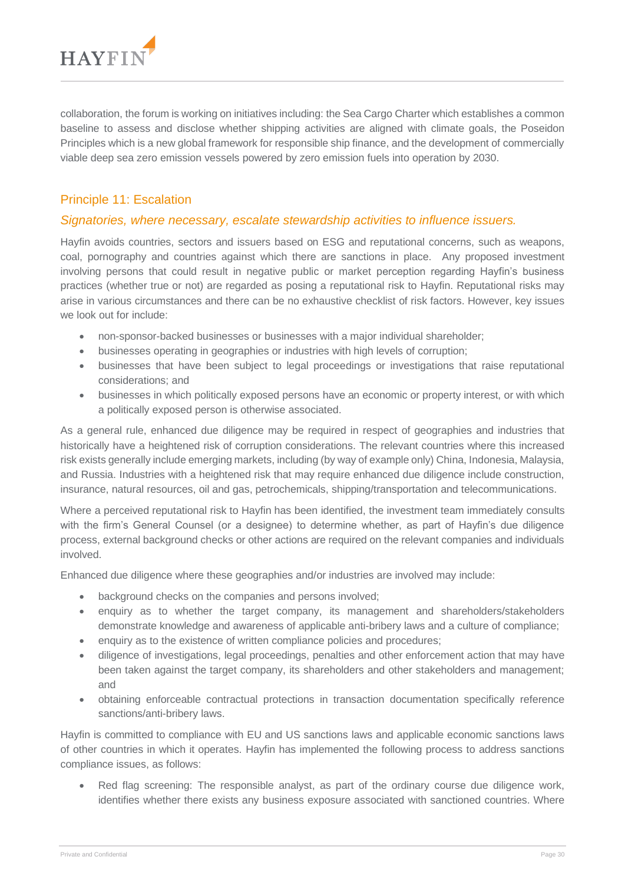collaboration, the forum is working on initiatives including: the Sea Cargo Charter which establishes a common baseline to assess and disclose whether shipping activities are aligned with climate goals, the Poseidon Principles which is a new global framework for responsible ship finance, and the development of commercially viable deep sea zero emission vessels powered by zero emission fuels into operation by 2030.

## Principle 11: Escalation

### *Signatories, where necessary, escalate stewardship activities to influence issuers.*

Hayfin avoids countries, sectors and issuers based on ESG and reputational concerns, such as weapons, coal, pornography and countries against which there are sanctions in place. Any proposed investment involving persons that could result in negative public or market perception regarding Hayfin's business practices (whether true or not) are regarded as posing a reputational risk to Hayfin. Reputational risks may arise in various circumstances and there can be no exhaustive checklist of risk factors. However, key issues we look out for include:

- non-sponsor-backed businesses or businesses with a major individual shareholder;
- businesses operating in geographies or industries with high levels of corruption;
- businesses that have been subject to legal proceedings or investigations that raise reputational considerations; and
- businesses in which politically exposed persons have an economic or property interest, or with which a politically exposed person is otherwise associated.

As a general rule, enhanced due diligence may be required in respect of geographies and industries that historically have a heightened risk of corruption considerations. The relevant countries where this increased risk exists generally include emerging markets, including (by way of example only) China, Indonesia, Malaysia, and Russia. Industries with a heightened risk that may require enhanced due diligence include construction, insurance, natural resources, oil and gas, petrochemicals, shipping/transportation and telecommunications.

Where a perceived reputational risk to Hayfin has been identified, the investment team immediately consults with the firm's General Counsel (or a designee) to determine whether, as part of Hayfin's due diligence process, external background checks or other actions are required on the relevant companies and individuals involved.

Enhanced due diligence where these geographies and/or industries are involved may include:

- background checks on the companies and persons involved;
- enquiry as to whether the target company, its management and shareholders/stakeholders demonstrate knowledge and awareness of applicable anti-bribery laws and a culture of compliance;
- enquiry as to the existence of written compliance policies and procedures;
- diligence of investigations, legal proceedings, penalties and other enforcement action that may have been taken against the target company, its shareholders and other stakeholders and management; and
- obtaining enforceable contractual protections in transaction documentation specifically reference sanctions/anti-bribery laws.

Hayfin is committed to compliance with EU and US sanctions laws and applicable economic sanctions laws of other countries in which it operates. Hayfin has implemented the following process to address sanctions compliance issues, as follows:

- Red flag screening: The responsible analyst, as part of the ordinary course due diligence work, identifies whether there exists any business exposure associated with sanctioned countries. Where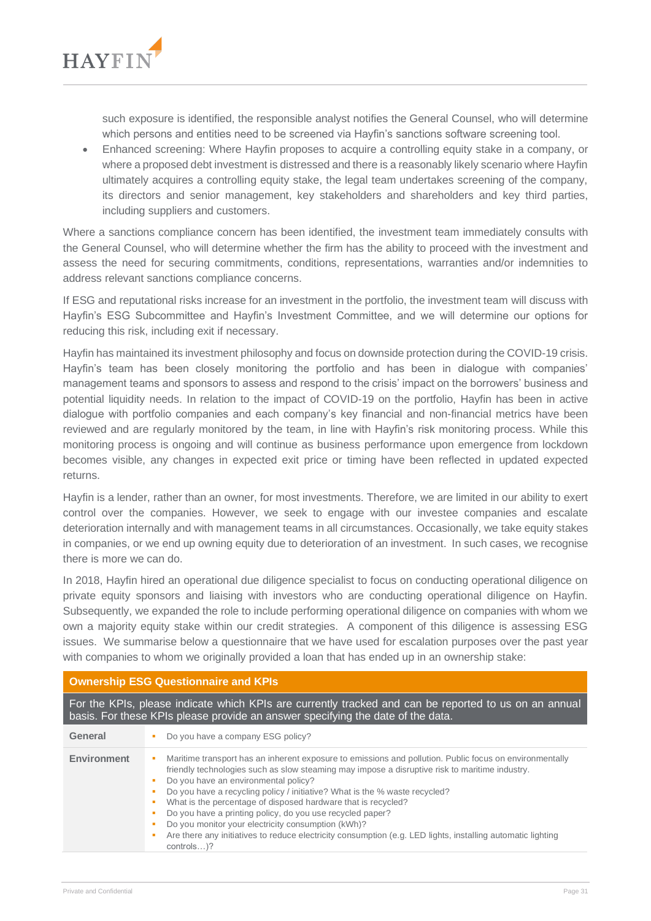such exposure is identified, the responsible analyst notifies the General Counsel, who will determine which persons and entities need to be screened via Hayfin's sanctions software screening tool.

- Enhanced screening: Where Hayfin proposes to acquire a controlling equity stake in a company, or where a proposed debt investment is distressed and there is a reasonably likely scenario where Hayfin ultimately acquires a controlling equity stake, the legal team undertakes screening of the company, its directors and senior management, key stakeholders and shareholders and key third parties, including suppliers and customers.

Where a sanctions compliance concern has been identified, the investment team immediately consults with the General Counsel, who will determine whether the firm has the ability to proceed with the investment and assess the need for securing commitments, conditions, representations, warranties and/or indemnities to address relevant sanctions compliance concerns.

If ESG and reputational risks increase for an investment in the portfolio, the investment team will discuss with Hayfin's ESG Subcommittee and Hayfin's Investment Committee, and we will determine our options for reducing this risk, including exit if necessary.

Hayfin has maintained its investment philosophy and focus on downside protection during the COVID-19 crisis. Hayfin's team has been closely monitoring the portfolio and has been in dialogue with companies' management teams and sponsors to assess and respond to the crisis' impact on the borrowers' business and potential liquidity needs. In relation to the impact of COVID-19 on the portfolio, Hayfin has been in active dialogue with portfolio companies and each company's key financial and non-financial metrics have been reviewed and are regularly monitored by the team, in line with Hayfin's risk monitoring process. While this monitoring process is ongoing and will continue as business performance upon emergence from lockdown becomes visible, any changes in expected exit price or timing have been reflected in updated expected returns.

Hayfin is a lender, rather than an owner, for most investments. Therefore, we are limited in our ability to exert control over the companies. However, we seek to engage with our investee companies and escalate deterioration internally and with management teams in all circumstances. Occasionally, we take equity stakes in companies, or we end up owning equity due to deterioration of an investment. In such cases, we recognise there is more we can do.

In 2018, Hayfin hired an operational due diligence specialist to focus on conducting operational diligence on private equity sponsors and liaising with investors who are conducting operational diligence on Hayfin. Subsequently, we expanded the role to include performing operational diligence on companies with whom we own a majority equity stake within our credit strategies. A component of this diligence is assessing ESG issues. We summarise below a questionnaire that we have used for escalation purposes over the past year with companies to whom we originally provided a loan that has ended up in an ownership stake:

| Ownership ESG Questionnaire and KPIs | |
|---|---|
| For the KPIs, please indicate which KPIs are currently tracked and can be reported to us on an annual basis. For these KPIs please provide an answer specifying the date of the data. | |
| **General** | ▪ Do you have a company ESG policy? |
| **Environment** | ▪ Maritime transport has an inherent exposure to emissions and pollution. Public focus on environmentally friendly technologies such as slow steaming may impose a disruptive risk to maritime industry.<br>▪ Do you have an environmental policy?<br>▪ Do you have a recycling policy / initiative? What is the % waste recycled?<br>▪ What is the percentage of disposed hardware that is recycled?<br>▪ Do you have a printing policy, do you use recycled paper?<br>▪ Do you monitor your electricity consumption (kWh)?<br>▪ Are there any initiatives to reduce electricity consumption (e.g. LED lights, installing automatic lighting controls…)? |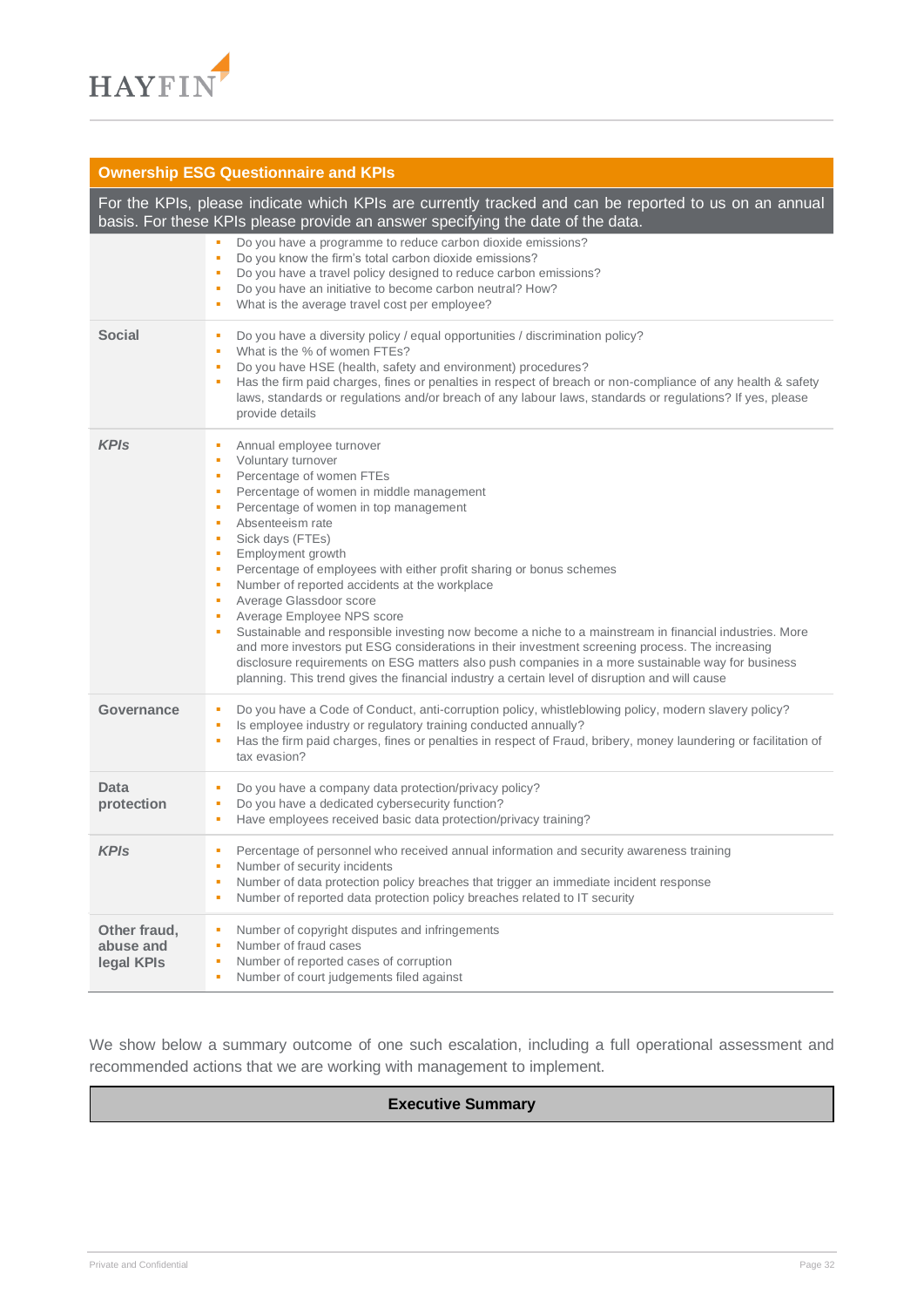| Ownership ESG Questionnaire and KPIs | |
|---|---|
| For the KPIs, please indicate which KPIs are currently tracked and can be reported to us on an annual basis. For these KPIs please provide an answer specifying the date of the data. | |
| | • Do you have a programme to reduce carbon dioxide emissions?<br>• Do you know the firm's total carbon dioxide emissions?<br>• Do you have a travel policy designed to reduce carbon emissions?<br>• Do you have an initiative to become carbon neutral? How?<br>• What is the average travel cost per employee? |
| **Social** | • Do you have a diversity policy / equal opportunities / discrimination policy?<br>• What is the % of women FTEs?<br>• Do you have HSE (health, safety and environment) procedures?<br>• Has the firm paid charges, fines or penalties in respect of breach or non-compliance of any health & safety laws, standards or regulations and/or breach of any labour laws, standards or regulations? If yes, please provide details |
| ***KPIs*** | • Annual employee turnover<br>• Voluntary turnover<br>• Percentage of women FTEs<br>• Percentage of women in middle management<br>• Percentage of women in top management<br>• Absenteeism rate<br>• Sick days (FTEs)<br>• Employment growth<br>• Percentage of employees with either profit sharing or bonus schemes<br>• Number of reported accidents at the workplace<br>• Average Glassdoor score<br>• Average Employee NPS score<br>• Sustainable and responsible investing now become a niche to a mainstream in financial industries. More and more investors put ESG considerations in their investment screening process. The increasing disclosure requirements on ESG matters also push companies in a more sustainable way for business planning. This trend gives the financial industry a certain level of disruption and will cause |
| **Governance** | • Do you have a Code of Conduct, anti-corruption policy, whistleblowing policy, modern slavery policy?<br>• Is employee industry or regulatory training conducted annually?<br>• Has the firm paid charges, fines or penalties in respect of Fraud, bribery, money laundering or facilitation of tax evasion? |
| **Data protection** | • Do you have a company data protection/privacy policy?<br>• Do you have a dedicated cybersecurity function?<br>• Have employees received basic data protection/privacy training? |
| ***KPIs*** | • Percentage of personnel who received annual information and security awareness training<br>• Number of security incidents<br>• Number of data protection policy breaches that trigger an immediate incident response<br>• Number of reported data protection policy breaches related to IT security |
| **Other fraud, abuse and legal KPIs** | • Number of copyright disputes and infringements<br>• Number of fraud cases<br>• Number of reported cases of corruption<br>• Number of court judgements filed against |

We show below a summary outcome of one such escalation, including a full operational assessment and recommended actions that we are working with management to implement.

| **Executive Summary** |
|---|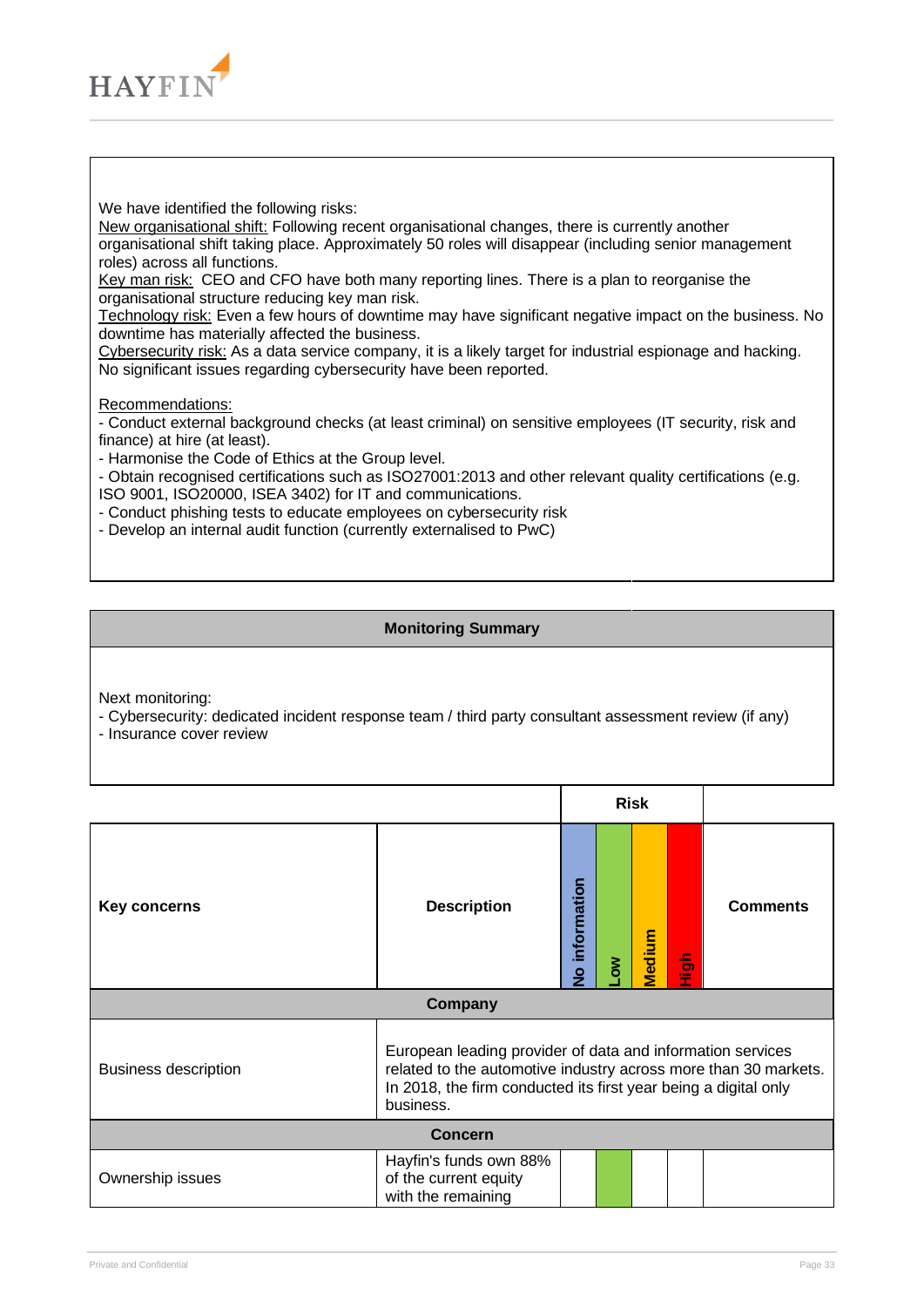We have identified the following risks:

New organisational shift: Following recent organisational changes, there is currently another organisational shift taking place. Approximately 50 roles will disappear (including senior management roles) across all functions.

Key man risk: CEO and CFO have both many reporting lines. There is a plan to reorganise the organisational structure reducing key man risk.

Technology risk: Even a few hours of downtime may have significant negative impact on the business. No downtime has materially affected the business.

Cybersecurity risk: As a data service company, it is a likely target for industrial espionage and hacking. No significant issues regarding cybersecurity have been reported.

Recommendations:

- Conduct external background checks (at least criminal) on sensitive employees (IT security, risk and finance) at hire (at least).
- Harmonise the Code of Ethics at the Group level.
- Obtain recognised certifications such as ISO27001:2013 and other relevant quality certifications (e.g. ISO 9001, ISO20000, ISEA 3402) for IT and communications.
- Conduct phishing tests to educate employees on cybersecurity risk
- Develop an internal audit function (currently externalised to PwC)

**Monitoring Summary**

Next monitoring:

- Cybersecurity: dedicated incident response team / third party consultant assessment review (if any)
- Insurance cover review

| | | Risk | | | | |
|---|---|---|---|---|---|---|
| **Key concerns** | **Description** | **No information** | **Low** | **Medium** | **High** | **Comments** |
| **Company** | | | | | | |
| Business description | European leading provider of data and information services related to the automotive industry across more than 30 markets. In 2018, the firm conducted its first year being a digital only business. | | | | | |
| **Concern** | | | | | | |
| Ownership issues | Hayfin's funds own 88% of the current equity with the remaining | | X | | | |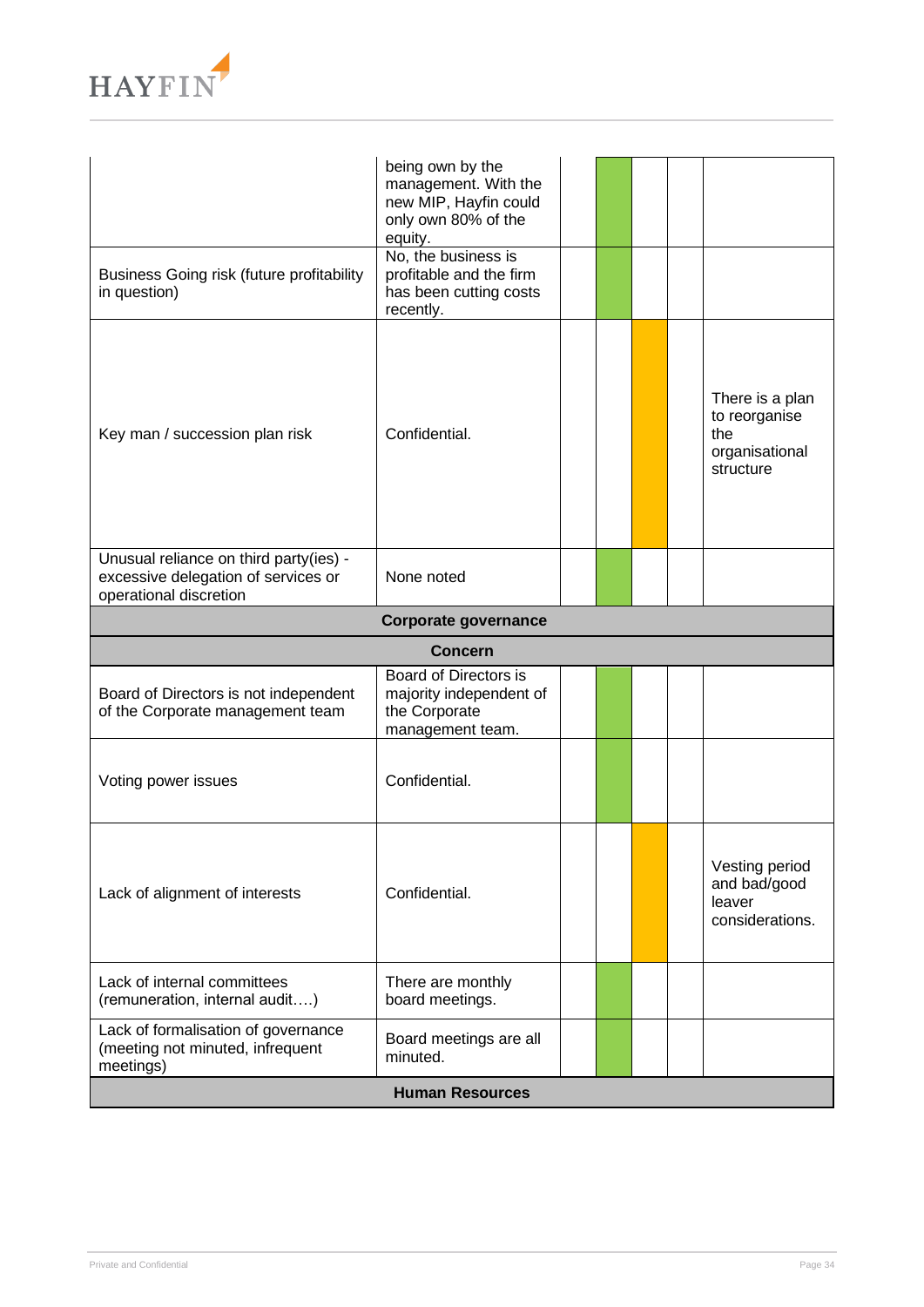| | | | | | | |
|---|---|---|---|---|---|---|
| | being own by the management. With the new MIP, Hayfin could only own 80% of the equity. | | | | | |
| Business Going risk (future profitability in question) | No, the business is profitable and the firm has been cutting costs recently. | | | | | |
| Key man / succession plan risk | Confidential. | | | | | There is a plan to reorganise the organisational structure |
| Unusual reliance on third party(ies) - excessive delegation of services or operational discretion | None noted | | | | | |
| **Corporate governance** | | | | | | |
| **Concern** | | | | | | |
| Board of Directors is not independent of the Corporate management team | Board of Directors is majority independent of the Corporate management team. | | | | | |
| Voting power issues | Confidential. | | | | | |
| Lack of alignment of interests | Confidential. | | | | | Vesting period and bad/good leaver considerations. |
| Lack of internal committees (remuneration, internal audit….) | There are monthly board meetings. | | | | | |
| Lack of formalisation of governance (meeting not minuted, infrequent meetings) | Board meetings are all minuted. | | | | | |
| **Human Resources** | | | | | | |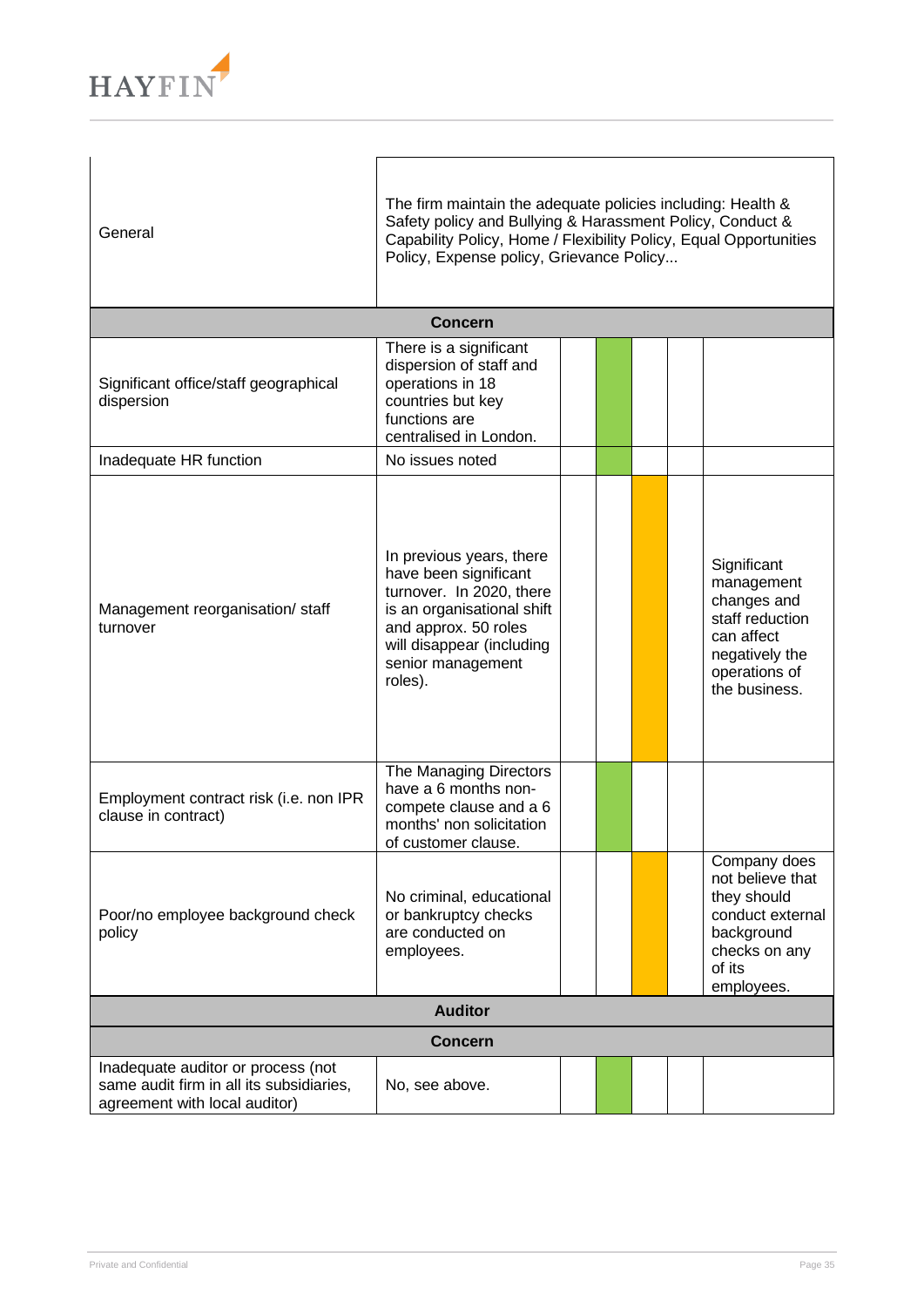| | | | | | | |
|---|---|---|---|---|---|---|
| General | The firm maintain the adequate policies including: Health & Safety policy and Bullying & Harassment Policy, Conduct & Capability Policy, Home / Flexibility Policy, Equal Opportunities Policy, Expense policy, Grievance Policy... | | | | | |
| **Concern** | | | | | | |
| Significant office/staff geographical dispersion | There is a significant dispersion of staff and operations in 18 countries but key functions are centralised in London. | | | | | |
| Inadequate HR function | No issues noted | | | | | |
| Management reorganisation/ staff turnover | In previous years, there have been significant turnover. In 2020, there is an organisational shift and approx. 50 roles will disappear (including senior management roles). | | | | | Significant management changes and staff reduction can affect negatively the operations of the business. |
| Employment contract risk (i.e. non IPR clause in contract) | The Managing Directors have a 6 months non-compete clause and a 6 months' non solicitation of customer clause. | | | | | |
| Poor/no employee background check policy | No criminal, educational or bankruptcy checks are conducted on employees. | | | | | Company does not believe that they should conduct external background checks on any of its employees. |
| **Auditor** | | | | | | |
| **Concern** | | | | | | |
| Inadequate auditor or process (not same audit firm in all its subsidiaries, agreement with local auditor) | No, see above. | | | | | |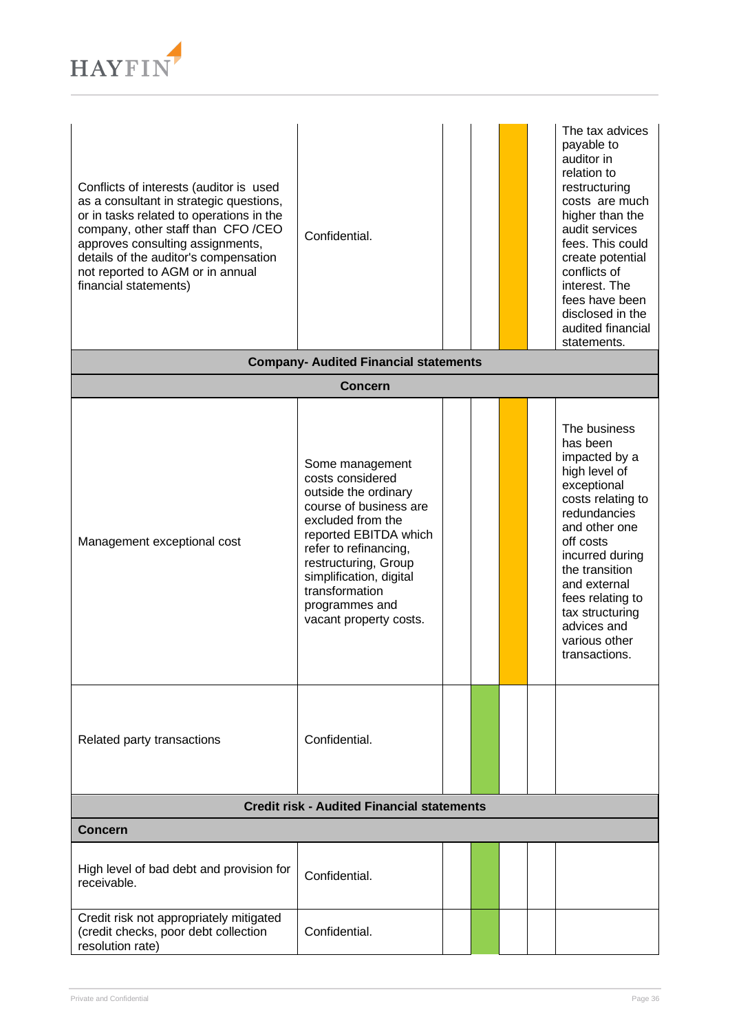| | | | | | | |
|---|---|---|---|---|---|---|
| Conflicts of interests (auditor is used as a consultant in strategic questions, or in tasks related to operations in the company, other staff than CFO /CEO approves consulting assignments, details of the auditor's compensation not reported to AGM or in annual financial statements) | Confidential. | | | | | The tax advices payable to auditor in relation to restructuring costs are much higher than the audit services fees. This could create potential conflicts of interest. The fees have been disclosed in the audited financial statements. |
| **Company- Audited Financial statements** | | | | | | |
| **Concern** | | | | | | |
| Management exceptional cost | Some management costs considered outside the ordinary course of business are excluded from the reported EBITDA which refer to refinancing, restructuring, Group simplification, digital transformation programmes and vacant property costs. | | | | | The business has been impacted by a high level of exceptional costs relating to redundancies and other one off costs incurred during the transition and external fees relating to tax structuring advices and various other transactions. |
| Related party transactions | Confidential. | | | | | |
| **Credit risk - Audited Financial statements** | | | | | | |
| **Concern** | | | | | | |
| High level of bad debt and provision for receivable. | Confidential. | | | | | |
| Credit risk not appropriately mitigated (credit checks, poor debt collection resolution rate) | Confidential. | | | | | |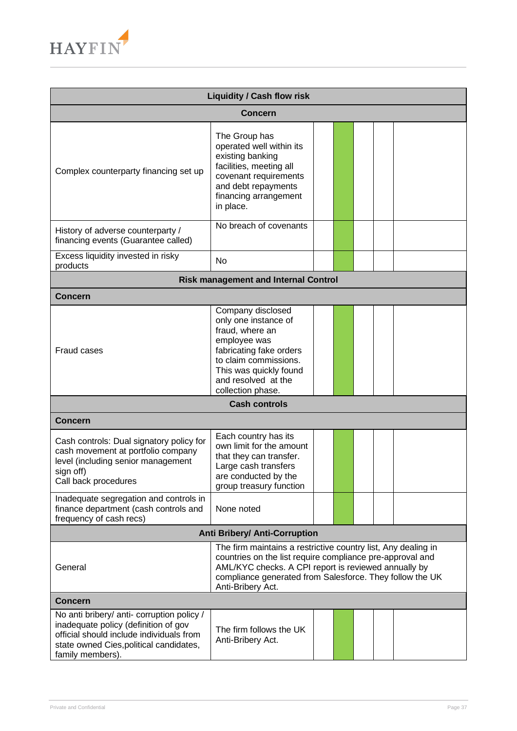| Liquidity / Cash flow risk | | | | | | |
|---|---|---|---|---|---|---|
| **Concern** | | | | | | |
| Complex counterparty financing set up | The Group has operated well within its existing banking facilities, meeting all covenant requirements and debt repayments financing arrangement in place. | | | | | |
| History of adverse counterparty / financing events (Guarantee called) | No breach of covenants | | | | | |
| Excess liquidity invested in risky products | No | | | | | |
| **Risk management and Internal Control** | | | | | | |
| **Concern** | | | | | | |
| Fraud cases | Company disclosed only one instance of fraud, where an employee was fabricating fake orders to claim commissions. This was quickly found and resolved at the collection phase. | | | | | |
| **Cash controls** | | | | | | |
| **Concern** | | | | | | |
| Cash controls: Dual signatory policy for cash movement at portfolio company level (including senior management sign off)<br>Call back procedures | Each country has its own limit for the amount that they can transfer. Large cash transfers are conducted by the group treasury function | | | | | |
| Inadequate segregation and controls in finance department (cash controls and frequency of cash recs) | None noted | | | | | |
| **Anti Bribery/ Anti-Corruption** | | | | | | |
| General | The firm maintains a restrictive country list, Any dealing in countries on the list require compliance pre-approval and AML/KYC checks. A CPI report is reviewed annually by compliance generated from Salesforce. They follow the UK Anti-Bribery Act. | | | | | |
| **Concern** | | | | | | |
| No anti bribery/ anti- corruption policy / inadequate policy (definition of gov official should include individuals from state owned Cies,political candidates, family members). | The firm follows the UK Anti-Bribery Act. | | | | | |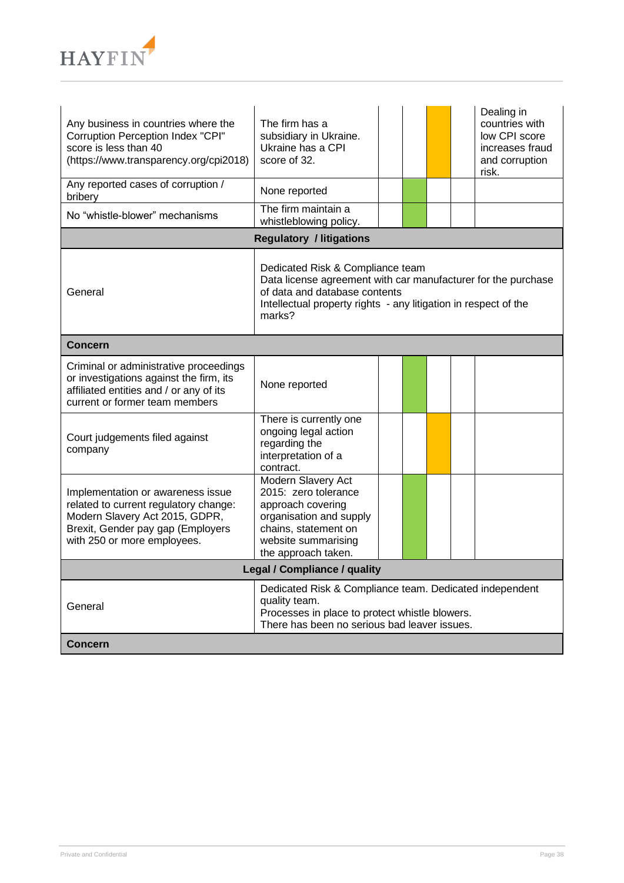| | | | | | | |
|---|---|---|---|---|---|---|
| Any business in countries where the Corruption Perception Index "CPI" score is less than 40 (https://www.transparency.org/cpi2018) | The firm has a subsidiary in Ukraine. Ukraine has a CPI score of 32. | | | | | Dealing in countries with low CPI score increases fraud and corruption risk. |
| Any reported cases of corruption / bribery | None reported | | | | | |
| No “whistle-blower” mechanisms | The firm maintain a whistleblowing policy. | | | | | |
| **Regulatory / litigations** | | | | | | |
| General | Dedicated Risk & Compliance team<br>Data license agreement with car manufacturer for the purchase of data and database contents<br>Intellectual property rights - any litigation in respect of the marks? | | | | | |
| **Concern** | | | | | | |
| Criminal or administrative proceedings or investigations against the firm, its affiliated entities and / or any of its current or former team members | None reported | | | | | |
| Court judgements filed against company | There is currently one ongoing legal action regarding the interpretation of a contract. | | | | | |
| Implementation or awareness issue related to current regulatory change: Modern Slavery Act 2015, GDPR, Brexit, Gender pay gap (Employers with 250 or more employees. | Modern Slavery Act 2015: zero tolerance approach covering organisation and supply chains, statement on website summarising the approach taken. | | | | | |
| **Legal / Compliance / quality** | | | | | | |
| General | Dedicated Risk & Compliance team. Dedicated independent quality team.<br>Processes in place to protect whistle blowers.<br>There has been no serious bad leaver issues. | | | | | |
| **Concern** | | | | | | |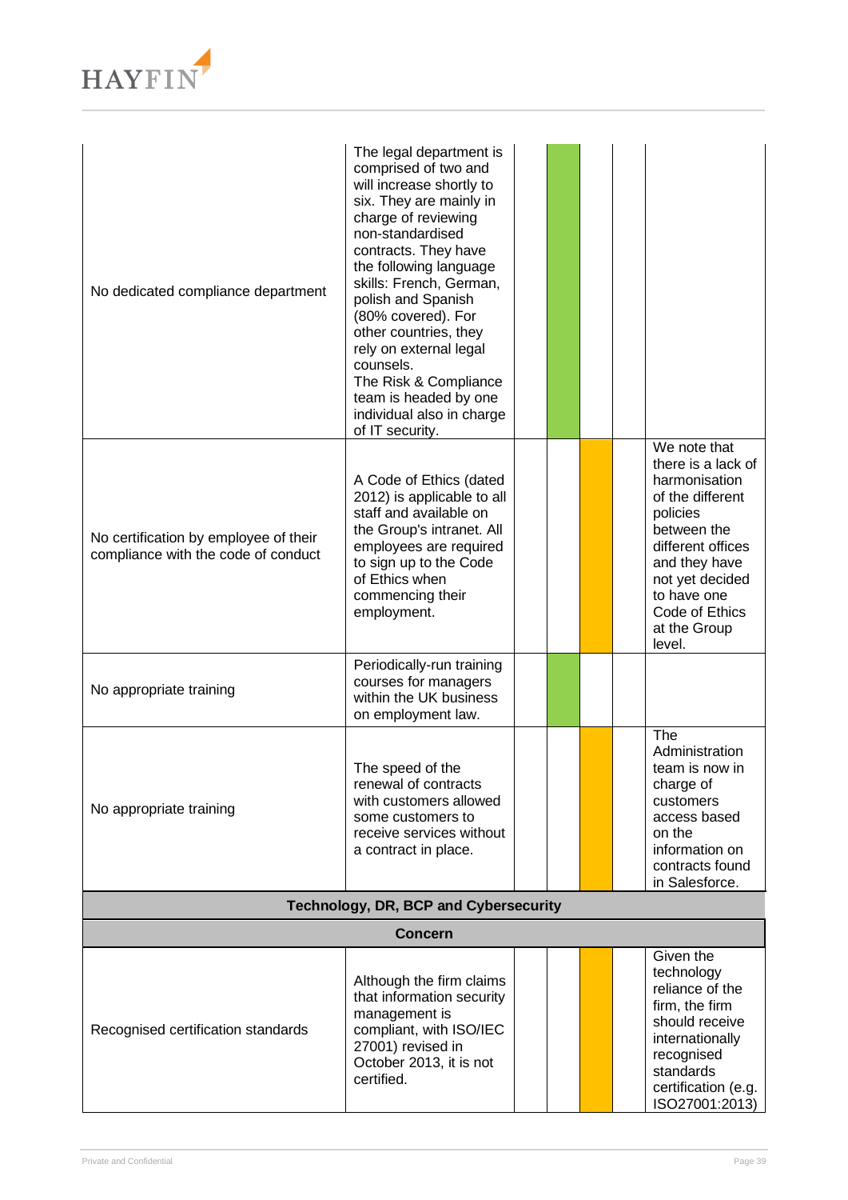| | | | | | | |
|---|---|---|---|---|---|---|
| No dedicated compliance department | The legal department is comprised of two and will increase shortly to six. They are mainly in charge of reviewing non-standardised contracts. They have the following language skills: French, German, polish and Spanish (80% covered). For other countries, they rely on external legal counsels.<br>The Risk & Compliance team is headed by one individual also in charge of IT security. | | | | | |
| No certification by employee of their compliance with the code of conduct | A Code of Ethics (dated 2012) is applicable to all staff and available on the Group's intranet. All employees are required to sign up to the Code of Ethics when commencing their employment. | | | | | We note that there is a lack of harmonisation of the different policies between the different offices and they have not yet decided to have one Code of Ethics at the Group level. |
| No appropriate training | Periodically-run training courses for managers within the UK business on employment law. | | | | | |
| No appropriate training | The speed of the renewal of contracts with customers allowed some customers to receive services without a contract in place. | | | | | The Administration team is now in charge of customers access based on the information on contracts found in Salesforce. |
| **Technology, DR, BCP and Cybersecurity** | | | | | | |
| **Concern** | | | | | | |
| Recognised certification standards | Although the firm claims that information security management is compliant, with ISO/IEC 27001) revised in October 2013, it is not certified. | | | | | Given the technology reliance of the firm, the firm should receive internationally recognised standards certification (e.g. ISO27001:2013) |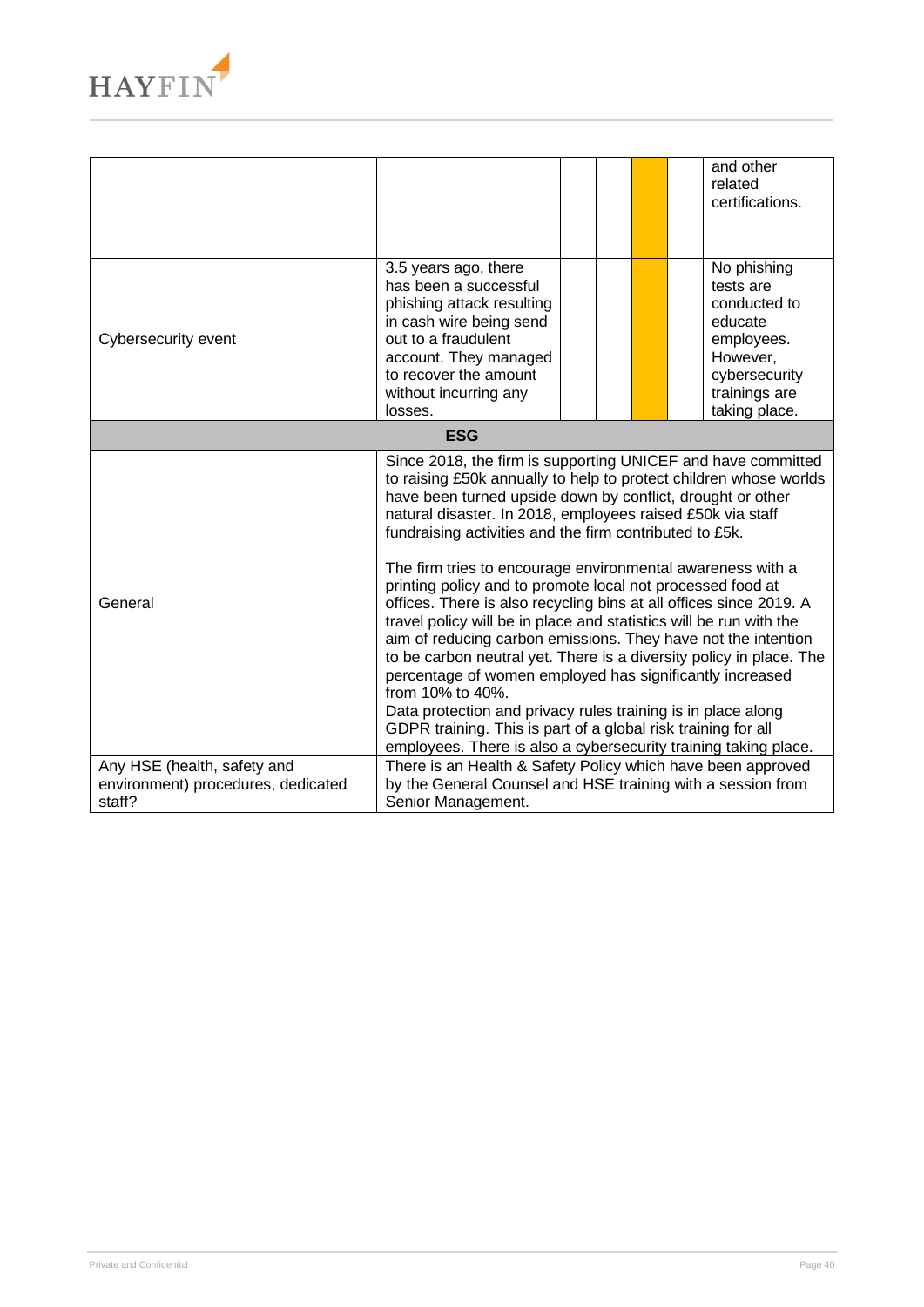| | | | | | | |
|---|---|---|---|---|---|---|
| | | | | | | and other related certifications. |
| Cybersecurity event | 3.5 years ago, there has been a successful phishing attack resulting in cash wire being send out to a fraudulent account. They managed to recover the amount without incurring any losses. | | | | | No phishing tests are conducted to educate employees. However, cybersecurity trainings are taking place. |
| **ESG** | | | | | | |
| General | Since 2018, the firm is supporting UNICEF and have committed to raising £50k annually to help to protect children whose worlds have been turned upside down by conflict, drought or other natural disaster. In 2018, employees raised £50k via staff fundraising activities and the firm contributed to £5k.<br><br>The firm tries to encourage environmental awareness with a printing policy and to promote local not processed food at offices. There is also recycling bins at all offices since 2019. A travel policy will be in place and statistics will be run with the aim of reducing carbon emissions. They have not the intention to be carbon neutral yet. There is a diversity policy in place. The percentage of women employed has significantly increased from 10% to 40%.<br>Data protection and privacy rules training is in place along GDPR training. This is part of a global risk training for all employees. There is also a cybersecurity training taking place. | | | | | |
| Any HSE (health, safety and environment) procedures, dedicated staff? | There is an Health & Safety Policy which have been approved by the General Counsel and HSE training with a session from Senior Management. | | | | | |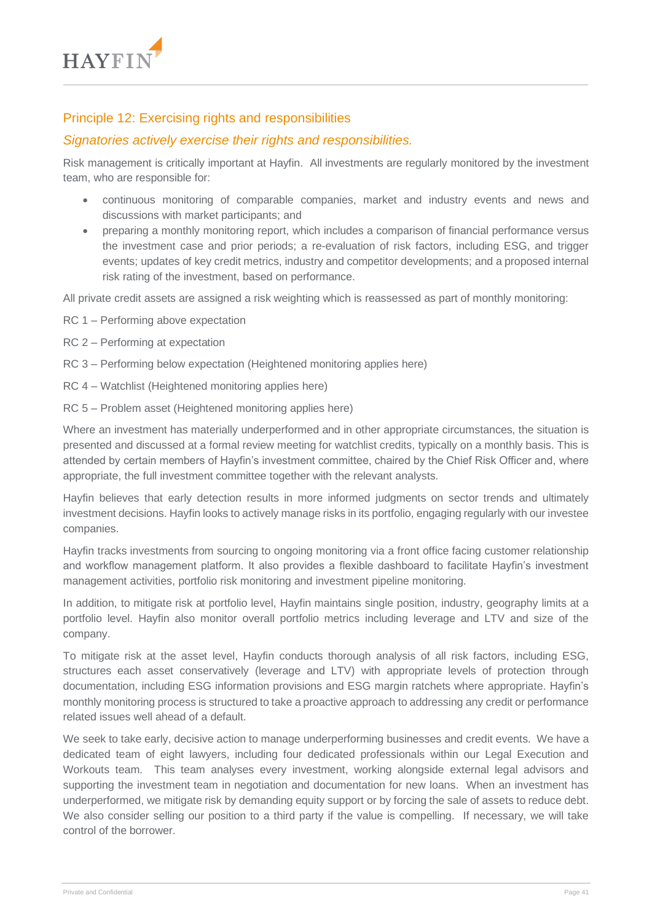## Principle 12: Exercising rights and responsibilities

### *Signatories actively exercise their rights and responsibilities.*

Risk management is critically important at Hayfin. All investments are regularly monitored by the investment team, who are responsible for:

- continuous monitoring of comparable companies, market and industry events and news and discussions with market participants; and
- preparing a monthly monitoring report, which includes a comparison of financial performance versus the investment case and prior periods; a re-evaluation of risk factors, including ESG, and trigger events; updates of key credit metrics, industry and competitor developments; and a proposed internal risk rating of the investment, based on performance.

All private credit assets are assigned a risk weighting which is reassessed as part of monthly monitoring:

RC 1 – Performing above expectation

RC 2 – Performing at expectation

RC 3 – Performing below expectation (Heightened monitoring applies here)

RC 4 – Watchlist (Heightened monitoring applies here)

RC 5 – Problem asset (Heightened monitoring applies here)

Where an investment has materially underperformed and in other appropriate circumstances, the situation is presented and discussed at a formal review meeting for watchlist credits, typically on a monthly basis. This is attended by certain members of Hayfin's investment committee, chaired by the Chief Risk Officer and, where appropriate, the full investment committee together with the relevant analysts.

Hayfin believes that early detection results in more informed judgments on sector trends and ultimately investment decisions. Hayfin looks to actively manage risks in its portfolio, engaging regularly with our investee companies.

Hayfin tracks investments from sourcing to ongoing monitoring via a front office facing customer relationship and workflow management platform. It also provides a flexible dashboard to facilitate Hayfin's investment management activities, portfolio risk monitoring and investment pipeline monitoring.

In addition, to mitigate risk at portfolio level, Hayfin maintains single position, industry, geography limits at a portfolio level. Hayfin also monitor overall portfolio metrics including leverage and LTV and size of the company.

To mitigate risk at the asset level, Hayfin conducts thorough analysis of all risk factors, including ESG, structures each asset conservatively (leverage and LTV) with appropriate levels of protection through documentation, including ESG information provisions and ESG margin ratchets where appropriate. Hayfin's monthly monitoring process is structured to take a proactive approach to addressing any credit or performance related issues well ahead of a default.

We seek to take early, decisive action to manage underperforming businesses and credit events. We have a dedicated team of eight lawyers, including four dedicated professionals within our Legal Execution and Workouts team. This team analyses every investment, working alongside external legal advisors and supporting the investment team in negotiation and documentation for new loans. When an investment has underperformed, we mitigate risk by demanding equity support or by forcing the sale of assets to reduce debt. We also consider selling our position to a third party if the value is compelling. If necessary, we will take control of the borrower.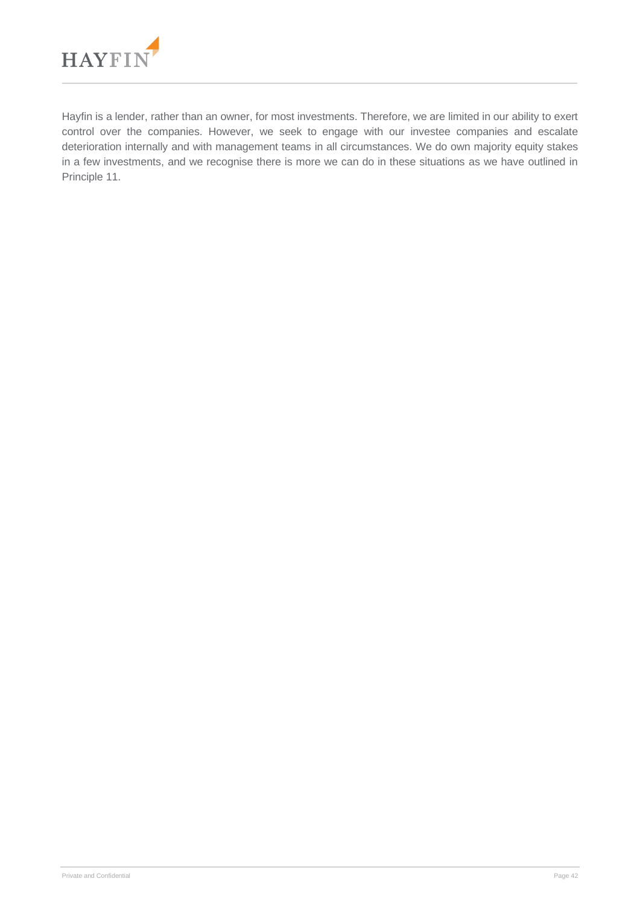Hayfin is a lender, rather than an owner, for most investments. Therefore, we are limited in our ability to exert control over the companies. However, we seek to engage with our investee companies and escalate deterioration internally and with management teams in all circumstances. We do own majority equity stakes in a few investments, and we recognise there is more we can do in these situations as we have outlined in Principle 11.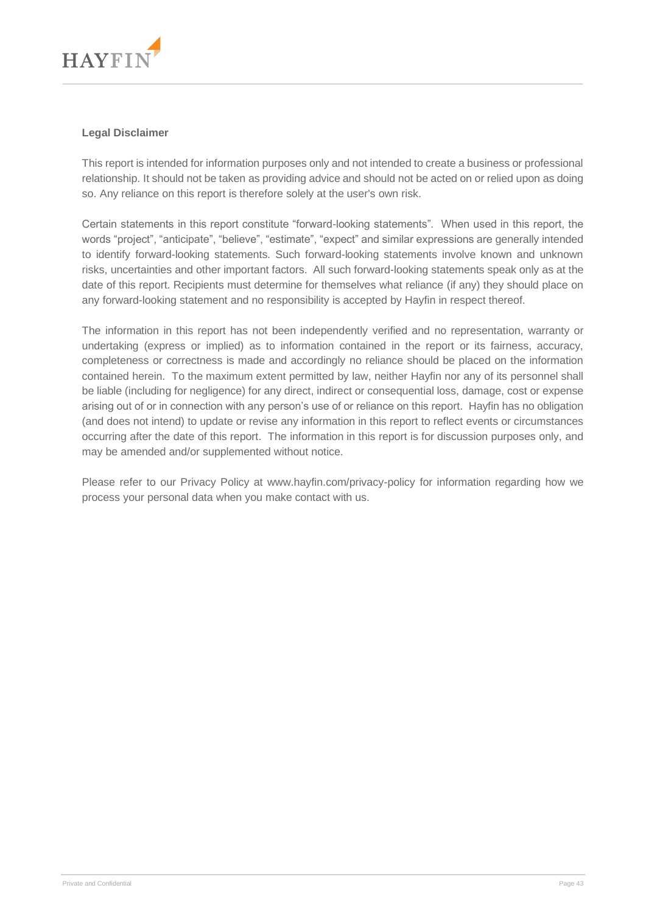## Legal Disclaimer

This report is intended for information purposes only and not intended to create a business or professional relationship. It should not be taken as providing advice and should not be acted on or relied upon as doing so. Any reliance on this report is therefore solely at the user's own risk.

Certain statements in this report constitute "forward-looking statements". When used in this report, the words "project", "anticipate", "believe", "estimate", "expect" and similar expressions are generally intended to identify forward-looking statements. Such forward-looking statements involve known and unknown risks, uncertainties and other important factors. All such forward-looking statements speak only as at the date of this report. Recipients must determine for themselves what reliance (if any) they should place on any forward-looking statement and no responsibility is accepted by Hayfin in respect thereof.

The information in this report has not been independently verified and no representation, warranty or undertaking (express or implied) as to information contained in the report or its fairness, accuracy, completeness or correctness is made and accordingly no reliance should be placed on the information contained herein. To the maximum extent permitted by law, neither Hayfin nor any of its personnel shall be liable (including for negligence) for any direct, indirect or consequential loss, damage, cost or expense arising out of or in connection with any person's use of or reliance on this report. Hayfin has no obligation (and does not intend) to update or revise any information in this report to reflect events or circumstances occurring after the date of this report. The information in this report is for discussion purposes only, and may be amended and/or supplemented without notice.

Please refer to our Privacy Policy at www.hayfin.com/privacy-policy for information regarding how we process your personal data when you make contact with us.